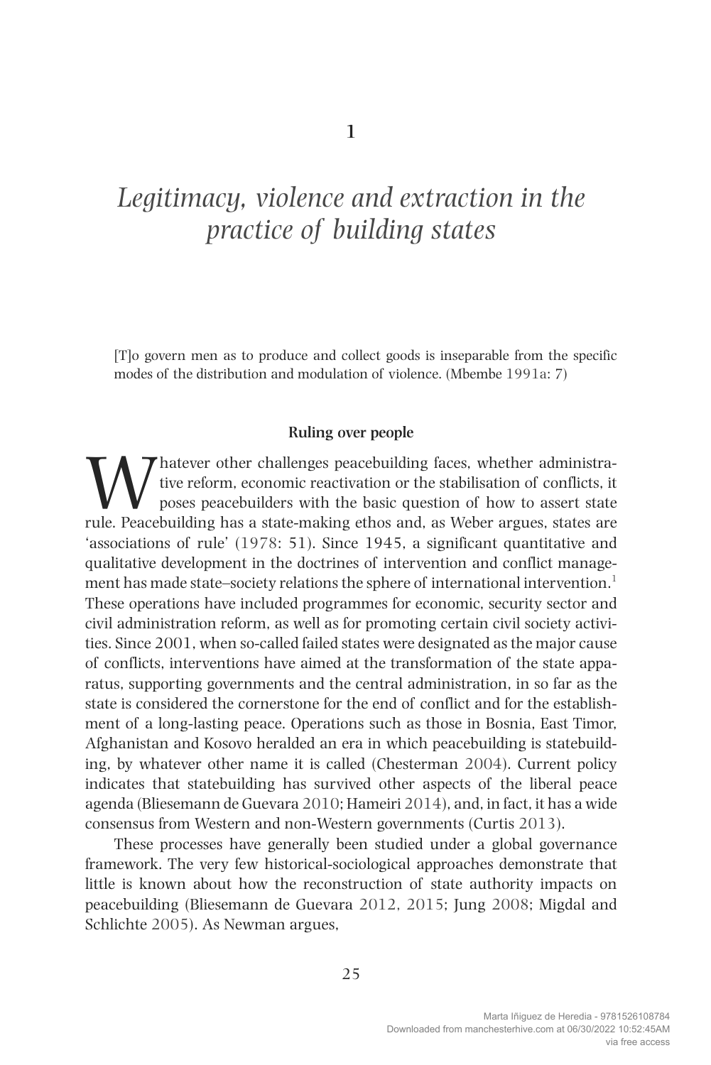# 1

# *Legitimacy, violence and extraction in the practice of building states*

[T]o govern men as to produce and collect goods is inseparable from the specific modes of the distribution and modulation of violence. (Mbembe 1991a: 7)

## Ruling over people

Whatever other challenges peacebuilding faces, whether administrative reform, economic reactivation or the stabilisation of conflicts, it poses peacebuilders with the basic question of how to assert state rule. Peacebuilding has a state-making ethos and, as Weber argues, states are 'associations of rule' (1978: 51). Since 1945, a significant quantitative and qualitative development in the doctrines of intervention and conflict management has made state–society relations the sphere of international intervention.[1] These operations have included programmes for economic, security sector and civil administration reform, as well as for promoting certain civil society activities. Since 2001, when so-called failed states were designated as the major cause of conflicts, interventions have aimed at the transformation of the state apparatus, supporting governments and the central administration, in so far as the state is considered the cornerstone for the end of conflict and for the establishment of a long-lasting peace. Operations such as those in Bosnia, East Timor, Afghanistan and Kosovo heralded an era in which peacebuilding is statebuilding, by whatever other name it is called (Chesterman 2004). Current policy indicates that statebuilding has survived other aspects of the liberal peace agenda (Bliesemann de Guevara 2010; Hameiri 2014), and, in fact, it has a wide consensus from Western and non-Western governments (Curtis 2013).

These processes have generally been studied under a global governance framework. The very few historical-sociological approaches demonstrate that little is known about how the reconstruction of state authority impacts on peacebuilding (Bliesemann de Guevara 2012, 2015; Jung 2008; Migdal and Schlichte 2005). As Newman argues,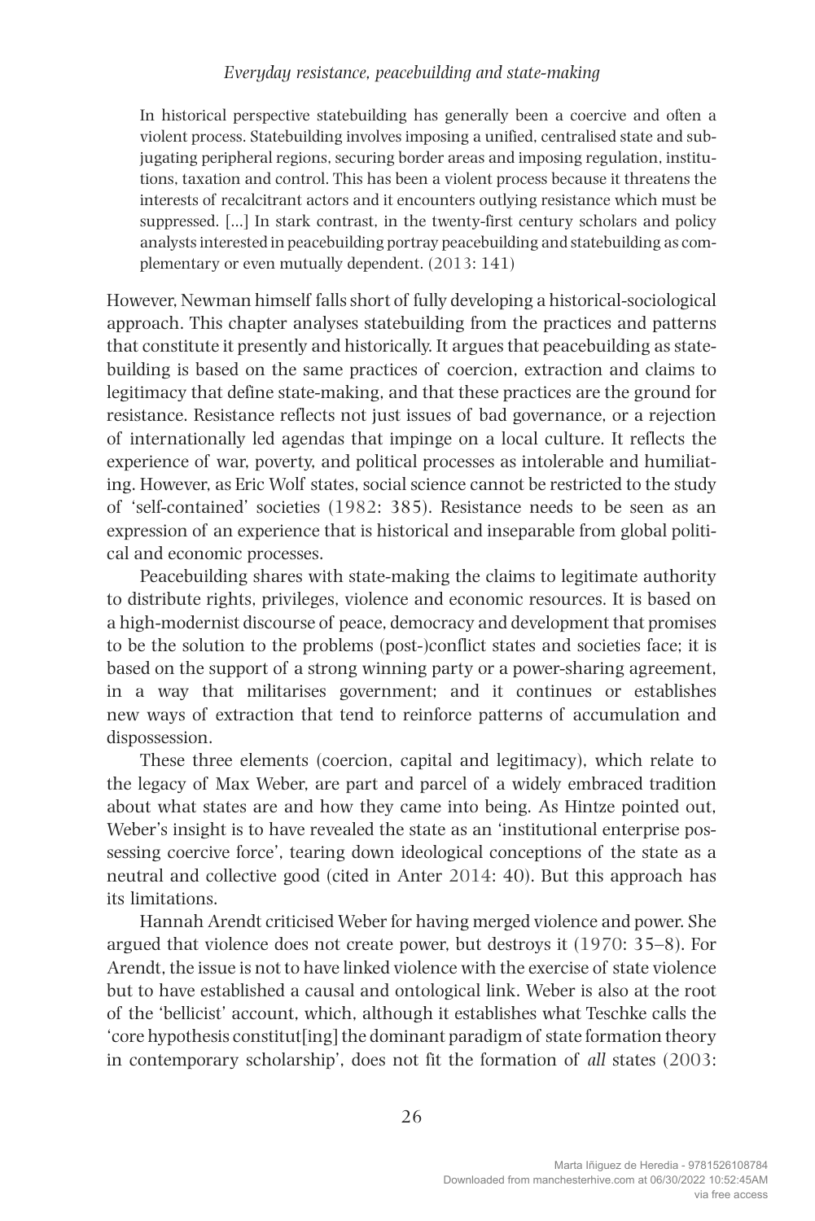> In historical perspective statebuilding has generally been a coercive and often a violent process. Statebuilding involves imposing a unified, centralised state and subjugating peripheral regions, securing border areas and imposing regulation, institutions, taxation and control. This has been a violent process because it threatens the interests of recalcitrant actors and it encounters outlying resistance which must be suppressed. [...] In stark contrast, in the twenty-first century scholars and policy analysts interested in peacebuilding portray peacebuilding and statebuilding as complementary or even mutually dependent. (2013: 141)

However, Newman himself falls short of fully developing a historical-sociological approach. This chapter analyses statebuilding from the practices and patterns that constitute it presently and historically. It argues that peacebuilding as statebuilding is based on the same practices of coercion, extraction and claims to legitimacy that define state-making, and that these practices are the ground for resistance. Resistance reflects not just issues of bad governance, or a rejection of internationally led agendas that impinge on a local culture. It reflects the experience of war, poverty, and political processes as intolerable and humiliating. However, as Eric Wolf states, social science cannot be restricted to the study of 'self-contained' societies (1982: 385). Resistance needs to be seen as an expression of an experience that is historical and inseparable from global political and economic processes.

Peacebuilding shares with state-making the claims to legitimate authority to distribute rights, privileges, violence and economic resources. It is based on a high-modernist discourse of peace, democracy and development that promises to be the solution to the problems (post-)conflict states and societies face; it is based on the support of a strong winning party or a power-sharing agreement, in a way that militarises government; and it continues or establishes new ways of extraction that tend to reinforce patterns of accumulation and dispossession.

These three elements (coercion, capital and legitimacy), which relate to the legacy of Max Weber, are part and parcel of a widely embraced tradition about what states are and how they came into being. As Hintze pointed out, Weber's insight is to have revealed the state as an 'institutional enterprise possessing coercive force', tearing down ideological conceptions of the state as a neutral and collective good (cited in Anter 2014: 40). But this approach has its limitations.

Hannah Arendt criticised Weber for having merged violence and power. She argued that violence does not create power, but destroys it (1970: 35–8). For Arendt, the issue is not to have linked violence with the exercise of state violence but to have established a causal and ontological link. Weber is also at the root of the 'bellicist' account, which, although it establishes what Teschke calls the 'core hypothesis constitut[ing] the dominant paradigm of state formation theory in contemporary scholarship', does not fit the formation of *all* states (2003: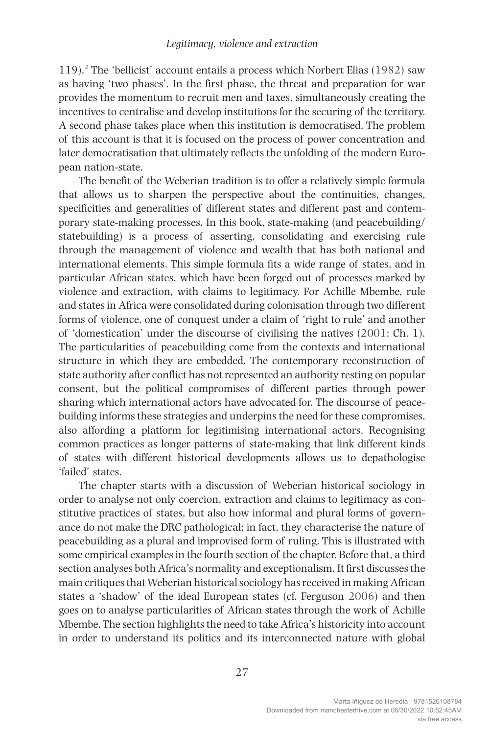119).[2] The 'bellicist' account entails a process which Norbert Elias (1982) saw as having 'two phases'. In the first phase, the threat and preparation for war provides the momentum to recruit men and taxes, simultaneously creating the incentives to centralise and develop institutions for the securing of the territory. A second phase takes place when this institution is democratised. The problem of this account is that it is focused on the process of power concentration and later democratisation that ultimately reflects the unfolding of the modern European nation-state.

The benefit of the Weberian tradition is to offer a relatively simple formula that allows us to sharpen the perspective about the continuities, changes, specificities and generalities of different states and different past and contemporary state-making processes. In this book, state-making (and peacebuilding/statebuilding) is a process of asserting, consolidating and exercising rule through the management of violence and wealth that has both national and international elements. This simple formula fits a wide range of states, and in particular African states, which have been forged out of processes marked by violence and extraction, with claims to legitimacy. For Achille Mbembe, rule and states in Africa were consolidated during colonisation through two different forms of violence, one of conquest under a claim of 'right to rule' and another of 'domestication' under the discourse of civilising the natives (2001: Ch. 1). The particularities of peacebuilding come from the contexts and international structure in which they are embedded. The contemporary reconstruction of state authority after conflict has not represented an authority resting on popular consent, but the political compromises of different parties through power sharing which international actors have advocated for. The discourse of peacebuilding informs these strategies and underpins the need for these compromises, also affording a platform for legitimising international actors. Recognising common practices as longer patterns of state-making that link different kinds of states with different historical developments allows us to depathologise 'failed' states.

The chapter starts with a discussion of Weberian historical sociology in order to analyse not only coercion, extraction and claims to legitimacy as constitutive practices of states, but also how informal and plural forms of governance do not make the DRC pathological; in fact, they characterise the nature of peacebuilding as a plural and improvised form of ruling. This is illustrated with some empirical examples in the fourth section of the chapter. Before that, a third section analyses both Africa's normality and exceptionalism. It first discusses the main critiques that Weberian historical sociology has received in making African states a 'shadow' of the ideal European states (cf. Ferguson 2006) and then goes on to analyse particularities of African states through the work of Achille Mbembe. The section highlights the need to take Africa's historicity into account in order to understand its politics and its interconnected nature with global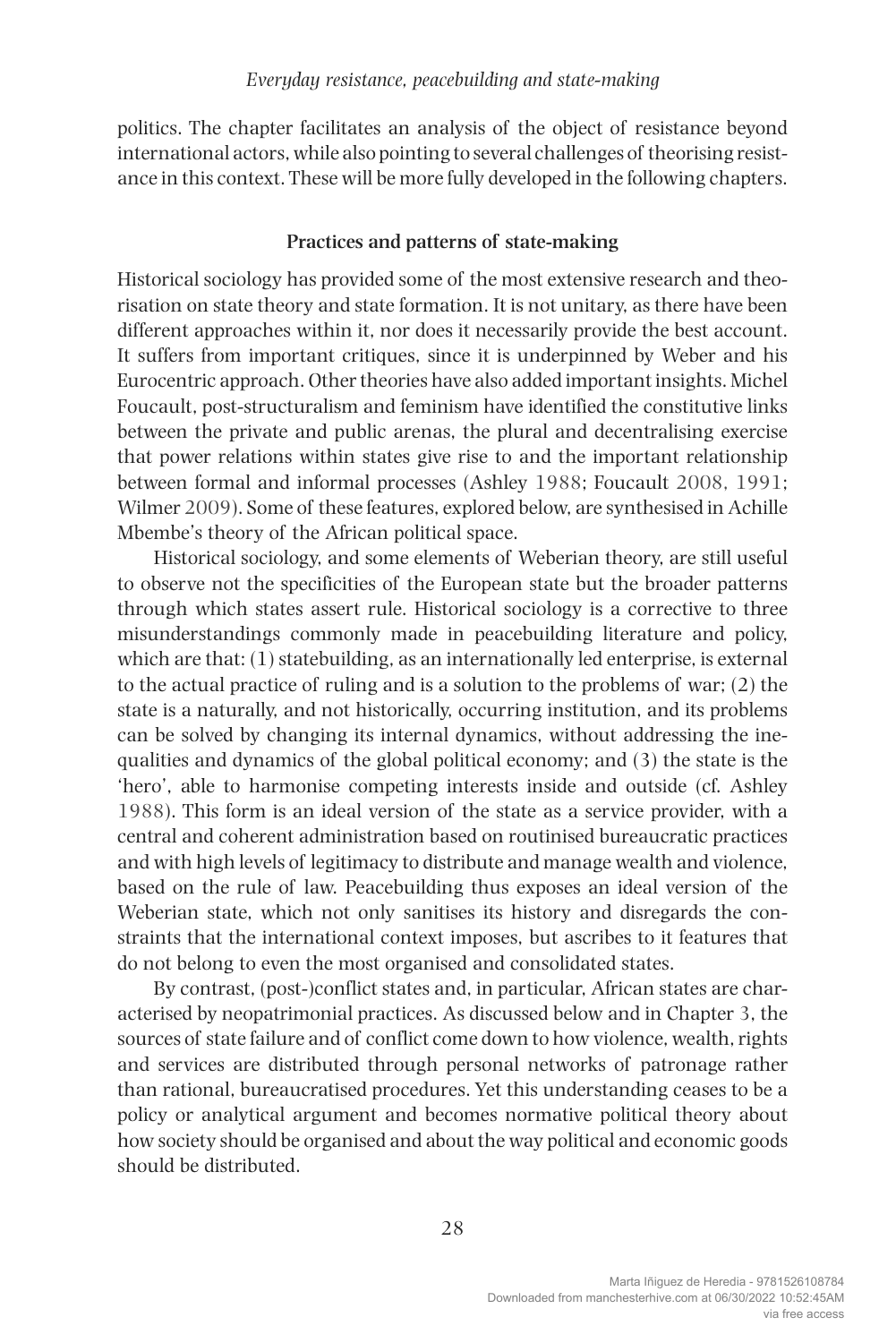politics. The chapter facilitates an analysis of the object of resistance beyond international actors, while also pointing to several challenges of theorising resistance in this context. These will be more fully developed in the following chapters.

## Practices and patterns of state-making

Historical sociology has provided some of the most extensive research and theorisation on state theory and state formation. It is not unitary, as there have been different approaches within it, nor does it necessarily provide the best account. It suffers from important critiques, since it is underpinned by Weber and his Eurocentric approach. Other theories have also added important insights. Michel Foucault, post-structuralism and feminism have identified the constitutive links between the private and public arenas, the plural and decentralising exercise that power relations within states give rise to and the important relationship between formal and informal processes (Ashley 1988; Foucault 2008, 1991; Wilmer 2009). Some of these features, explored below, are synthesised in Achille Mbembe's theory of the African political space.

Historical sociology, and some elements of Weberian theory, are still useful to observe not the specificities of the European state but the broader patterns through which states assert rule. Historical sociology is a corrective to three misunderstandings commonly made in peacebuilding literature and policy, which are that: (1) statebuilding, as an internationally led enterprise, is external to the actual practice of ruling and is a solution to the problems of war; (2) the state is a naturally, and not historically, occurring institution, and its problems can be solved by changing its internal dynamics, without addressing the inequalities and dynamics of the global political economy; and (3) the state is the 'hero', able to harmonise competing interests inside and outside (cf. Ashley 1988). This form is an ideal version of the state as a service provider, with a central and coherent administration based on routinised bureaucratic practices and with high levels of legitimacy to distribute and manage wealth and violence, based on the rule of law. Peacebuilding thus exposes an ideal version of the Weberian state, which not only sanitises its history and disregards the constraints that the international context imposes, but ascribes to it features that do not belong to even the most organised and consolidated states.

By contrast, (post-)conflict states and, in particular, African states are characterised by neopatrimonial practices. As discussed below and in Chapter 3, the sources of state failure and of conflict come down to how violence, wealth, rights and services are distributed through personal networks of patronage rather than rational, bureaucratised procedures. Yet this understanding ceases to be a policy or analytical argument and becomes normative political theory about how society should be organised and about the way political and economic goods should be distributed.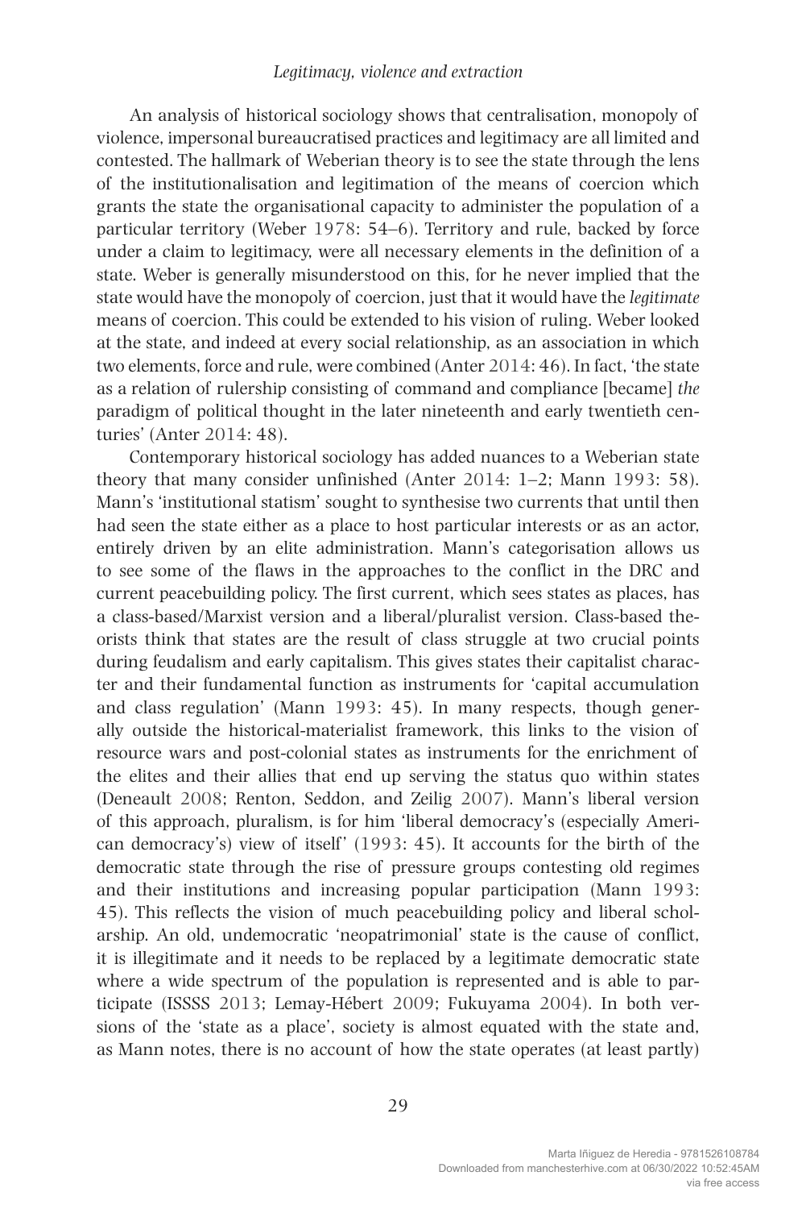An analysis of historical sociology shows that centralisation, monopoly of violence, impersonal bureaucratised practices and legitimacy are all limited and contested. The hallmark of Weberian theory is to see the state through the lens of the institutionalisation and legitimation of the means of coercion which grants the state the organisational capacity to administer the population of a particular territory (Weber 1978: 54–6). Territory and rule, backed by force under a claim to legitimacy, were all necessary elements in the definition of a state. Weber is generally misunderstood on this, for he never implied that the state would have the monopoly of coercion, just that it would have the *legitimate* means of coercion. This could be extended to his vision of ruling. Weber looked at the state, and indeed at every social relationship, as an association in which two elements, force and rule, were combined (Anter 2014: 46). In fact, 'the state as a relation of rulership consisting of command and compliance [became] *the* paradigm of political thought in the later nineteenth and early twentieth centuries' (Anter 2014: 48).

Contemporary historical sociology has added nuances to a Weberian state theory that many consider unfinished (Anter 2014: 1–2; Mann 1993: 58). Mann's 'institutional statism' sought to synthesise two currents that until then had seen the state either as a place to host particular interests or as an actor, entirely driven by an elite administration. Mann's categorisation allows us to see some of the flaws in the approaches to the conflict in the DRC and current peacebuilding policy. The first current, which sees states as places, has a class-based/Marxist version and a liberal/pluralist version. Class-based theorists think that states are the result of class struggle at two crucial points during feudalism and early capitalism. This gives states their capitalist character and their fundamental function as instruments for 'capital accumulation and class regulation' (Mann 1993: 45). In many respects, though generally outside the historical-materialist framework, this links to the vision of resource wars and post-colonial states as instruments for the enrichment of the elites and their allies that end up serving the status quo within states (Deneault 2008; Renton, Seddon, and Zeilig 2007). Mann's liberal version of this approach, pluralism, is for him 'liberal democracy's (especially American democracy's) view of itself' (1993: 45). It accounts for the birth of the democratic state through the rise of pressure groups contesting old regimes and their institutions and increasing popular participation (Mann 1993: 45). This reflects the vision of much peacebuilding policy and liberal scholarship. An old, undemocratic 'neopatrimonial' state is the cause of conflict, it is illegitimate and it needs to be replaced by a legitimate democratic state where a wide spectrum of the population is represented and is able to participate (ISSSS 2013; Lemay-Hébert 2009; Fukuyama 2004). In both versions of the 'state as a place', society is almost equated with the state and, as Mann notes, there is no account of how the state operates (at least partly)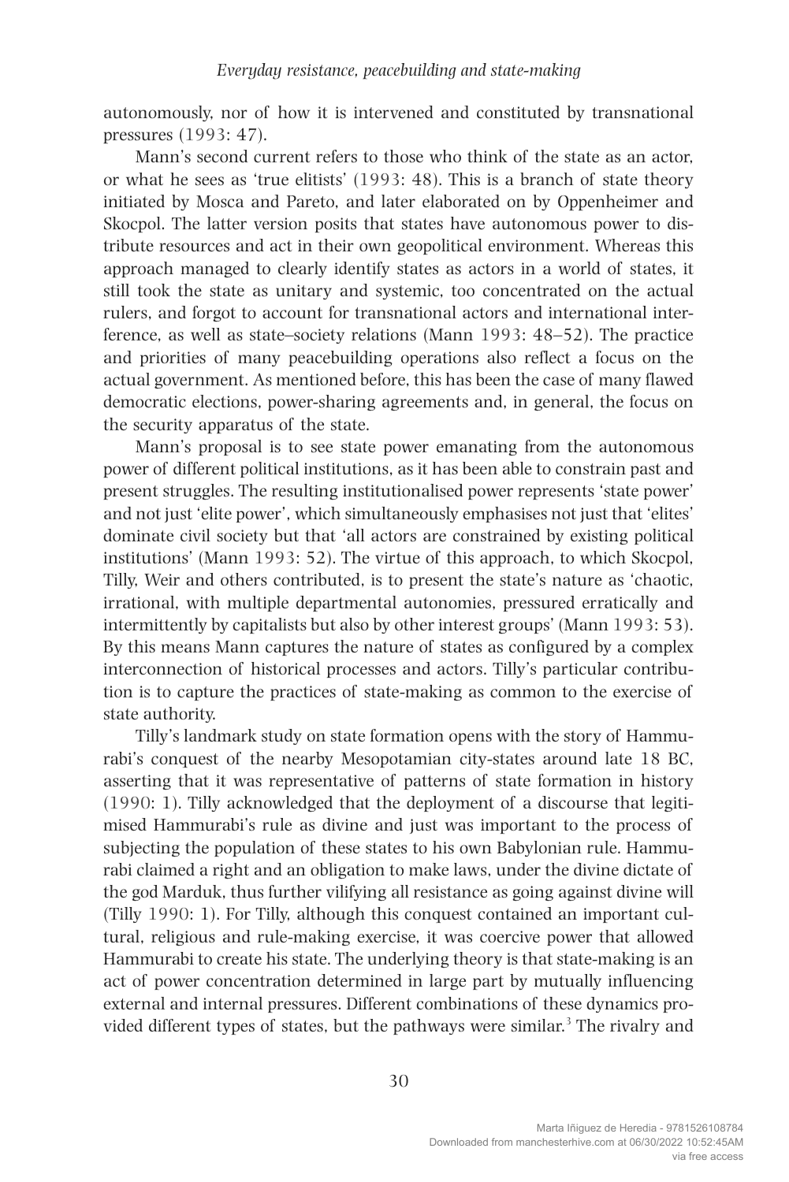autonomously, nor of how it is intervened and constituted by transnational pressures (1993: 47).

Mann's second current refers to those who think of the state as an actor, or what he sees as 'true elitists' (1993: 48). This is a branch of state theory initiated by Mosca and Pareto, and later elaborated on by Oppenheimer and Skocpol. The latter version posits that states have autonomous power to distribute resources and act in their own geopolitical environment. Whereas this approach managed to clearly identify states as actors in a world of states, it still took the state as unitary and systemic, too concentrated on the actual rulers, and forgot to account for transnational actors and international interference, as well as state–society relations (Mann 1993: 48–52). The practice and priorities of many peacebuilding operations also reflect a focus on the actual government. As mentioned before, this has been the case of many flawed democratic elections, power-sharing agreements and, in general, the focus on the security apparatus of the state.

Mann's proposal is to see state power emanating from the autonomous power of different political institutions, as it has been able to constrain past and present struggles. The resulting institutionalised power represents 'state power' and not just 'elite power', which simultaneously emphasises not just that 'elites' dominate civil society but that 'all actors are constrained by existing political institutions' (Mann 1993: 52). The virtue of this approach, to which Skocpol, Tilly, Weir and others contributed, is to present the state's nature as 'chaotic, irrational, with multiple departmental autonomies, pressured erratically and intermittently by capitalists but also by other interest groups' (Mann 1993: 53). By this means Mann captures the nature of states as configured by a complex interconnection of historical processes and actors. Tilly's particular contribution is to capture the practices of state-making as common to the exercise of state authority.

Tilly's landmark study on state formation opens with the story of Hammurabi's conquest of the nearby Mesopotamian city-states around late 18 BC, asserting that it was representative of patterns of state formation in history (1990: 1). Tilly acknowledged that the deployment of a discourse that legitimised Hammurabi's rule as divine and just was important to the process of subjecting the population of these states to his own Babylonian rule. Hammurabi claimed a right and an obligation to make laws, under the divine dictate of the god Marduk, thus further vilifying all resistance as going against divine will (Tilly 1990: 1). For Tilly, although this conquest contained an important cultural, religious and rule-making exercise, it was coercive power that allowed Hammurabi to create his state. The underlying theory is that state-making is an act of power concentration determined in large part by mutually influencing external and internal pressures. Different combinations of these dynamics provided different types of states, but the pathways were similar.[3] The rivalry and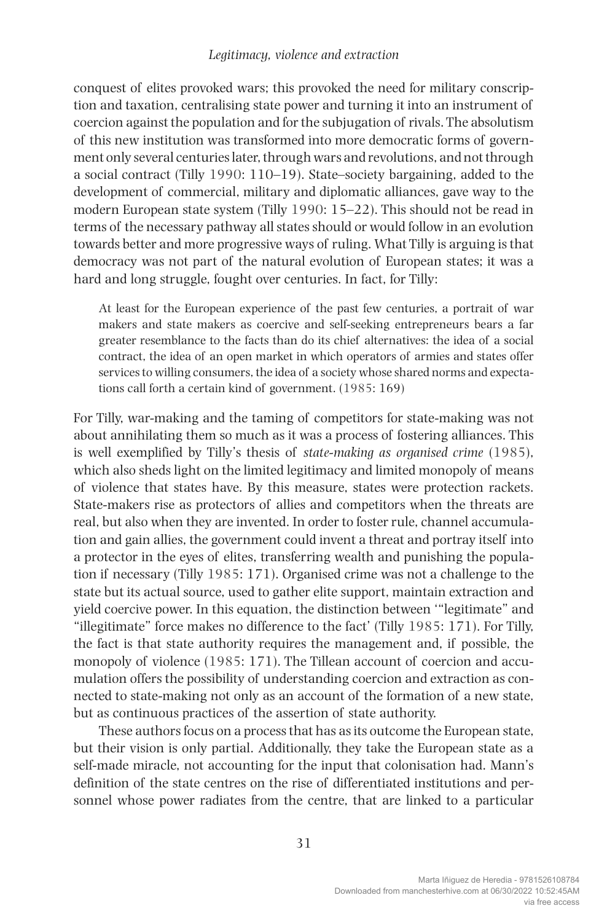conquest of elites provoked wars; this provoked the need for military conscription and taxation, centralising state power and turning it into an instrument of coercion against the population and for the subjugation of rivals. The absolutism of this new institution was transformed into more democratic forms of government only several centuries later, through wars and revolutions, and not through a social contract (Tilly 1990: 110–19). State–society bargaining, added to the development of commercial, military and diplomatic alliances, gave way to the modern European state system (Tilly 1990: 15–22). This should not be read in terms of the necessary pathway all states should or would follow in an evolution towards better and more progressive ways of ruling. What Tilly is arguing is that democracy was not part of the natural evolution of European states; it was a hard and long struggle, fought over centuries. In fact, for Tilly:

> At least for the European experience of the past few centuries, a portrait of war makers and state makers as coercive and self-seeking entrepreneurs bears a far greater resemblance to the facts than do its chief alternatives: the idea of a social contract, the idea of an open market in which operators of armies and states offer services to willing consumers, the idea of a society whose shared norms and expectations call forth a certain kind of government. (1985: 169)

For Tilly, war-making and the taming of competitors for state-making was not about annihilating them so much as it was a process of fostering alliances. This is well exemplified by Tilly's thesis of *state-making as organised crime* (1985), which also sheds light on the limited legitimacy and limited monopoly of means of violence that states have. By this measure, states were protection rackets. State-makers rise as protectors of allies and competitors when the threats are real, but also when they are invented. In order to foster rule, channel accumulation and gain allies, the government could invent a threat and portray itself into a protector in the eyes of elites, transferring wealth and punishing the population if necessary (Tilly 1985: 171). Organised crime was not a challenge to the state but its actual source, used to gather elite support, maintain extraction and yield coercive power. In this equation, the distinction between '"legitimate" and "illegitimate" force makes no difference to the fact' (Tilly 1985: 171). For Tilly, the fact is that state authority requires the management and, if possible, the monopoly of violence (1985: 171). The Tillean account of coercion and accumulation offers the possibility of understanding coercion and extraction as connected to state-making not only as an account of the formation of a new state, but as continuous practices of the assertion of state authority.

These authors focus on a process that has as its outcome the European state, but their vision is only partial. Additionally, they take the European state as a self-made miracle, not accounting for the input that colonisation had. Mann's definition of the state centres on the rise of differentiated institutions and personnel whose power radiates from the centre, that are linked to a particular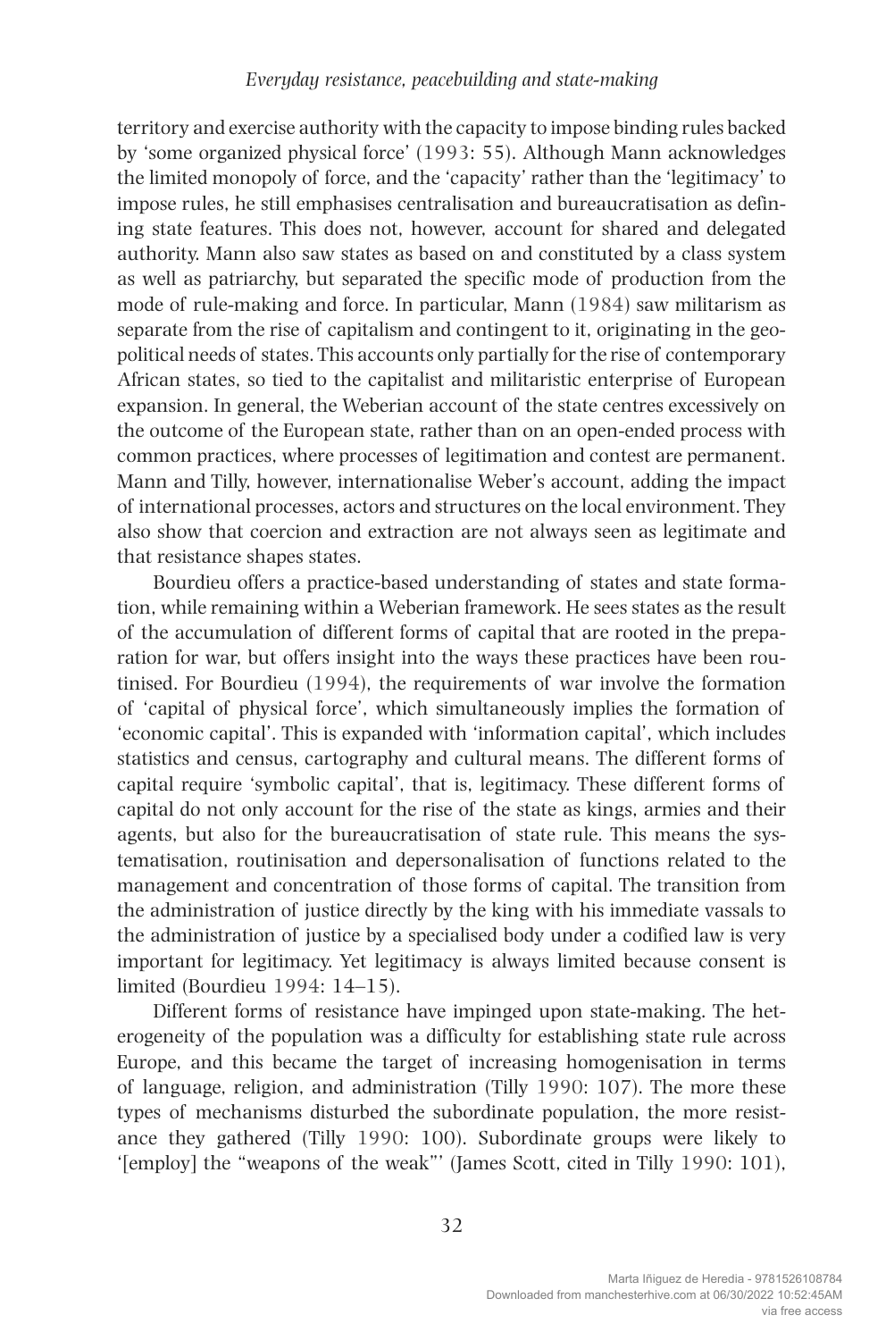territory and exercise authority with the capacity to impose binding rules backed by 'some organized physical force' (1993: 55). Although Mann acknowledges the limited monopoly of force, and the 'capacity' rather than the 'legitimacy' to impose rules, he still emphasises centralisation and bureaucratisation as defining state features. This does not, however, account for shared and delegated authority. Mann also saw states as based on and constituted by a class system as well as patriarchy, but separated the specific mode of production from the mode of rule-making and force. In particular, Mann (1984) saw militarism as separate from the rise of capitalism and contingent to it, originating in the geopolitical needs of states. This accounts only partially for the rise of contemporary African states, so tied to the capitalist and militaristic enterprise of European expansion. In general, the Weberian account of the state centres excessively on the outcome of the European state, rather than on an open-ended process with common practices, where processes of legitimation and contest are permanent. Mann and Tilly, however, internationalise Weber's account, adding the impact of international processes, actors and structures on the local environment. They also show that coercion and extraction are not always seen as legitimate and that resistance shapes states.

Bourdieu offers a practice-based understanding of states and state formation, while remaining within a Weberian framework. He sees states as the result of the accumulation of different forms of capital that are rooted in the preparation for war, but offers insight into the ways these practices have been routinised. For Bourdieu (1994), the requirements of war involve the formation of 'capital of physical force', which simultaneously implies the formation of 'economic capital'. This is expanded with 'information capital', which includes statistics and census, cartography and cultural means. The different forms of capital require 'symbolic capital', that is, legitimacy. These different forms of capital do not only account for the rise of the state as kings, armies and their agents, but also for the bureaucratisation of state rule. This means the systematisation, routinisation and depersonalisation of functions related to the management and concentration of those forms of capital. The transition from the administration of justice directly by the king with his immediate vassals to the administration of justice by a specialised body under a codified law is very important for legitimacy. Yet legitimacy is always limited because consent is limited (Bourdieu 1994: 14–15).

Different forms of resistance have impinged upon state-making. The heterogeneity of the population was a difficulty for establishing state rule across Europe, and this became the target of increasing homogenisation in terms of language, religion, and administration (Tilly 1990: 107). The more these types of mechanisms disturbed the subordinate population, the more resistance they gathered (Tilly 1990: 100). Subordinate groups were likely to '[employ] the "weapons of the weak"' (James Scott, cited in Tilly 1990: 101),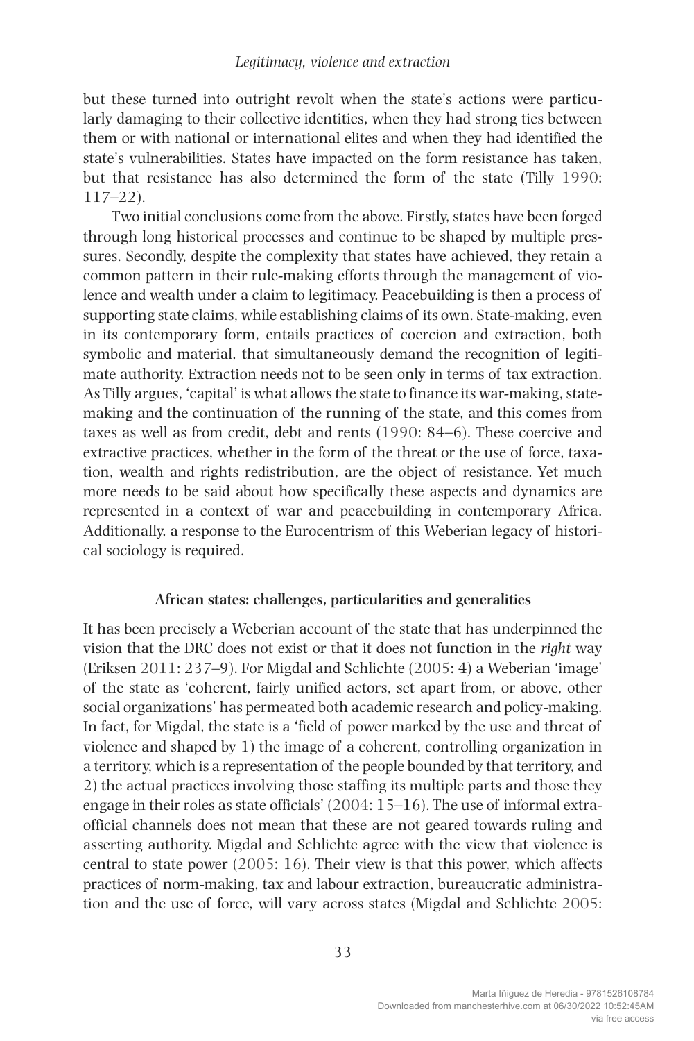but these turned into outright revolt when the state's actions were particularly damaging to their collective identities, when they had strong ties between them or with national or international elites and when they had identified the state's vulnerabilities. States have impacted on the form resistance has taken, but that resistance has also determined the form of the state (Tilly 1990: 117–22).

Two initial conclusions come from the above. Firstly, states have been forged through long historical processes and continue to be shaped by multiple pressures. Secondly, despite the complexity that states have achieved, they retain a common pattern in their rule-making efforts through the management of violence and wealth under a claim to legitimacy. Peacebuilding is then a process of supporting state claims, while establishing claims of its own. State-making, even in its contemporary form, entails practices of coercion and extraction, both symbolic and material, that simultaneously demand the recognition of legitimate authority. Extraction needs not to be seen only in terms of tax extraction. As Tilly argues, 'capital' is what allows the state to finance its war-making, state-making and the continuation of the running of the state, and this comes from taxes as well as from credit, debt and rents (1990: 84–6). These coercive and extractive practices, whether in the form of the threat or the use of force, taxation, wealth and rights redistribution, are the object of resistance. Yet much more needs to be said about how specifically these aspects and dynamics are represented in a context of war and peacebuilding in contemporary Africa. Additionally, a response to the Eurocentrism of this Weberian legacy of historical sociology is required.

## African states: challenges, particularities and generalities

It has been precisely a Weberian account of the state that has underpinned the vision that the DRC does not exist or that it does not function in the *right* way (Eriksen 2011: 237–9). For Migdal and Schlichte (2005: 4) a Weberian 'image' of the state as 'coherent, fairly unified actors, set apart from, or above, other social organizations' has permeated both academic research and policy-making. In fact, for Migdal, the state is a 'field of power marked by the use and threat of violence and shaped by 1) the image of a coherent, controlling organization in a territory, which is a representation of the people bounded by that territory, and 2) the actual practices involving those staffing its multiple parts and those they engage in their roles as state officials' (2004: 15–16). The use of informal extra-official channels does not mean that these are not geared towards ruling and asserting authority. Migdal and Schlichte agree with the view that violence is central to state power (2005: 16). Their view is that this power, which affects practices of norm-making, tax and labour extraction, bureaucratic administration and the use of force, will vary across states (Migdal and Schlichte 2005: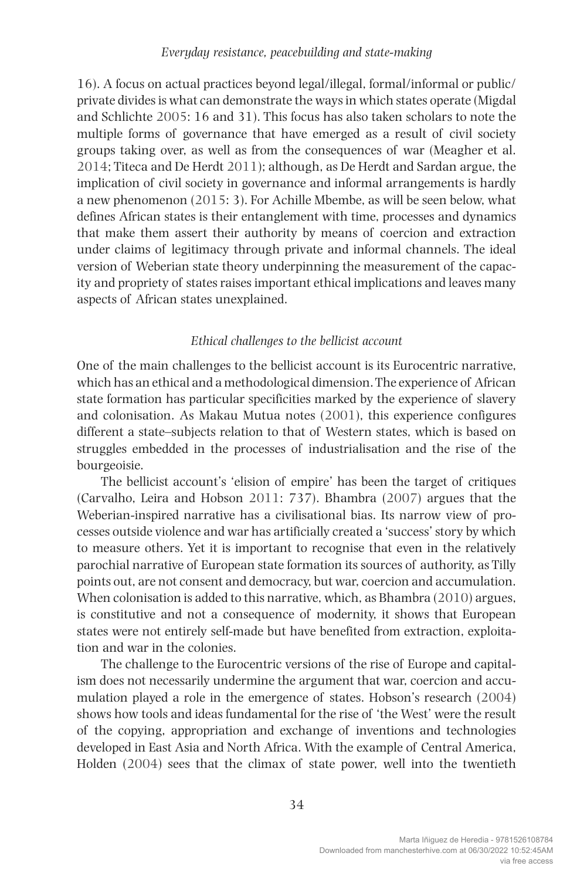16). A focus on actual practices beyond legal/illegal, formal/informal or public/private divides is what can demonstrate the ways in which states operate (Migdal and Schlichte 2005: 16 and 31). This focus has also taken scholars to note the multiple forms of governance that have emerged as a result of civil society groups taking over, as well as from the consequences of war (Meagher et al. 2014; Titeca and De Herdt 2011); although, as De Herdt and Sardan argue, the implication of civil society in governance and informal arrangements is hardly a new phenomenon (2015: 3). For Achille Mbembe, as will be seen below, what defines African states is their entanglement with time, processes and dynamics that make them assert their authority by means of coercion and extraction under claims of legitimacy through private and informal channels. The ideal version of Weberian state theory underpinning the measurement of the capacity and propriety of states raises important ethical implications and leaves many aspects of African states unexplained.

### *Ethical challenges to the bellicist account*

One of the main challenges to the bellicist account is its Eurocentric narrative, which has an ethical and a methodological dimension. The experience of African state formation has particular specificities marked by the experience of slavery and colonisation. As Makau Mutua notes (2001), this experience configures different a state–subjects relation to that of Western states, which is based on struggles embedded in the processes of industrialisation and the rise of the bourgeoisie.

The bellicist account's 'elision of empire' has been the target of critiques (Carvalho, Leira and Hobson 2011: 737). Bhambra (2007) argues that the Weberian-inspired narrative has a civilisational bias. Its narrow view of processes outside violence and war has artificially created a 'success' story by which to measure others. Yet it is important to recognise that even in the relatively parochial narrative of European state formation its sources of authority, as Tilly points out, are not consent and democracy, but war, coercion and accumulation. When colonisation is added to this narrative, which, as Bhambra (2010) argues, is constitutive and not a consequence of modernity, it shows that European states were not entirely self-made but have benefited from extraction, exploitation and war in the colonies.

The challenge to the Eurocentric versions of the rise of Europe and capitalism does not necessarily undermine the argument that war, coercion and accumulation played a role in the emergence of states. Hobson's research (2004) shows how tools and ideas fundamental for the rise of 'the West' were the result of the copying, appropriation and exchange of inventions and technologies developed in East Asia and North Africa. With the example of Central America, Holden (2004) sees that the climax of state power, well into the twentieth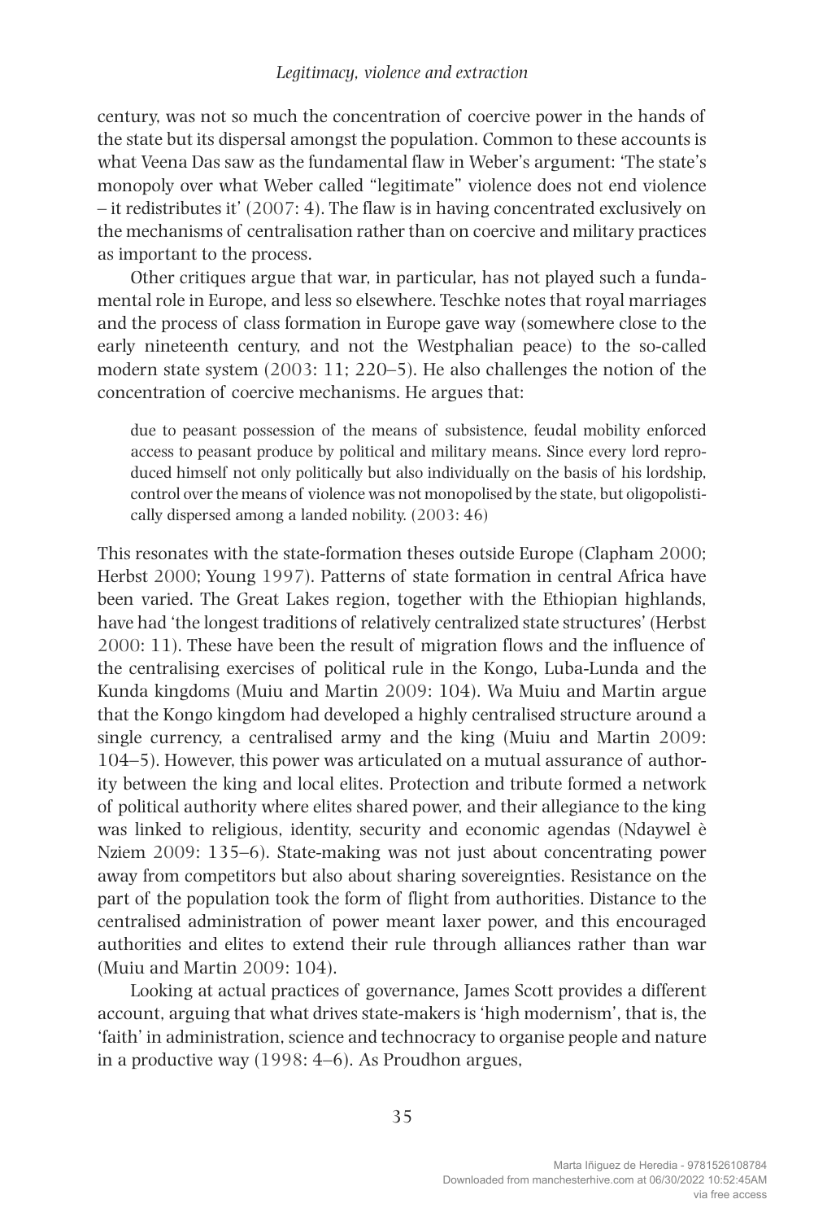century, was not so much the concentration of coercive power in the hands of the state but its dispersal amongst the population. Common to these accounts is what Veena Das saw as the fundamental flaw in Weber's argument: 'The state's monopoly over what Weber called "legitimate" violence does not end violence – it redistributes it' (2007: 4). The flaw is in having concentrated exclusively on the mechanisms of centralisation rather than on coercive and military practices as important to the process.

Other critiques argue that war, in particular, has not played such a fundamental role in Europe, and less so elsewhere. Teschke notes that royal marriages and the process of class formation in Europe gave way (somewhere close to the early nineteenth century, and not the Westphalian peace) to the so-called modern state system (2003: 11; 220–5). He also challenges the notion of the concentration of coercive mechanisms. He argues that:

> due to peasant possession of the means of subsistence, feudal mobility enforced access to peasant produce by political and military means. Since every lord reproduced himself not only politically but also individually on the basis of his lordship, control over the means of violence was not monopolised by the state, but oligopolistically dispersed among a landed nobility. (2003: 46)

This resonates with the state-formation theses outside Europe (Clapham 2000; Herbst 2000; Young 1997). Patterns of state formation in central Africa have been varied. The Great Lakes region, together with the Ethiopian highlands, have had 'the longest traditions of relatively centralized state structures' (Herbst 2000: 11). These have been the result of migration flows and the influence of the centralising exercises of political rule in the Kongo, Luba-Lunda and the Kunda kingdoms (Muiu and Martin 2009: 104). Wa Muiu and Martin argue that the Kongo kingdom had developed a highly centralised structure around a single currency, a centralised army and the king (Muiu and Martin 2009: 104–5). However, this power was articulated on a mutual assurance of authority between the king and local elites. Protection and tribute formed a network of political authority where elites shared power, and their allegiance to the king was linked to religious, identity, security and economic agendas (Ndaywel è Nziem 2009: 135–6). State-making was not just about concentrating power away from competitors but also about sharing sovereignties. Resistance on the part of the population took the form of flight from authorities. Distance to the centralised administration of power meant laxer power, and this encouraged authorities and elites to extend their rule through alliances rather than war (Muiu and Martin 2009: 104).

Looking at actual practices of governance, James Scott provides a different account, arguing that what drives state-makers is 'high modernism', that is, the 'faith' in administration, science and technocracy to organise people and nature in a productive way (1998: 4–6). As Proudhon argues,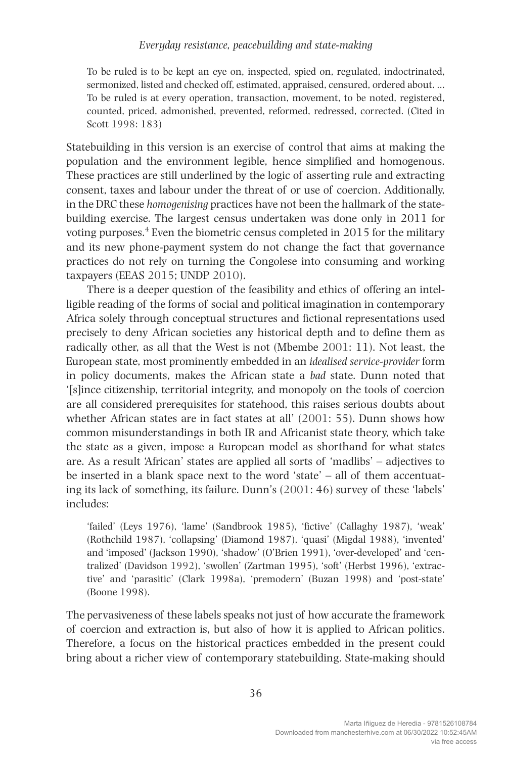> To be ruled is to be kept an eye on, inspected, spied on, regulated, indoctrinated, sermonized, listed and checked off, estimated, appraised, censured, ordered about. … To be ruled is at every operation, transaction, movement, to be noted, registered, counted, priced, admonished, prevented, reformed, redressed, corrected. (Cited in Scott 1998: 183)

Statebuilding in this version is an exercise of control that aims at making the population and the environment legible, hence simplified and homogenous. These practices are still underlined by the logic of asserting rule and extracting consent, taxes and labour under the threat of or use of coercion. Additionally, in the DRC these *homogenising* practices have not been the hallmark of the statebuilding exercise. The largest census undertaken was done only in 2011 for voting purposes.[4] Even the biometric census completed in 2015 for the military and its new phone-payment system do not change the fact that governance practices do not rely on turning the Congolese into consuming and working taxpayers (EEAS 2015; UNDP 2010).

There is a deeper question of the feasibility and ethics of offering an intelligible reading of the forms of social and political imagination in contemporary Africa solely through conceptual structures and fictional representations used precisely to deny African societies any historical depth and to define them as radically other, as all that the West is not (Mbembe 2001: 11). Not least, the European state, most prominently embedded in an *idealised service-provider* form in policy documents, makes the African state a *bad* state. Dunn noted that '[s]ince citizenship, territorial integrity, and monopoly on the tools of coercion are all considered prerequisites for statehood, this raises serious doubts about whether African states are in fact states at all' (2001: 55). Dunn shows how common misunderstandings in both IR and Africanist state theory, which take the state as a given, impose a European model as shorthand for what states are. As a result 'African' states are applied all sorts of 'madlibs' – adjectives to be inserted in a blank space next to the word 'state' – all of them accentuating its lack of something, its failure. Dunn's (2001: 46) survey of these 'labels' includes:

> 'failed' (Leys 1976), 'lame' (Sandbrook 1985), 'fictive' (Callaghy 1987), 'weak' (Rothchild 1987), 'collapsing' (Diamond 1987), 'quasi' (Migdal 1988), 'invented' and 'imposed' (Jackson 1990), 'shadow' (O'Brien 1991), 'over-developed' and 'centralized' (Davidson 1992), 'swollen' (Zartman 1995), 'soft' (Herbst 1996), 'extractive' and 'parasitic' (Clark 1998a), 'premodern' (Buzan 1998) and 'post-state' (Boone 1998).

The pervasiveness of these labels speaks not just of how accurate the framework of coercion and extraction is, but also of how it is applied to African politics. Therefore, a focus on the historical practices embedded in the present could bring about a richer view of contemporary statebuilding. State-making should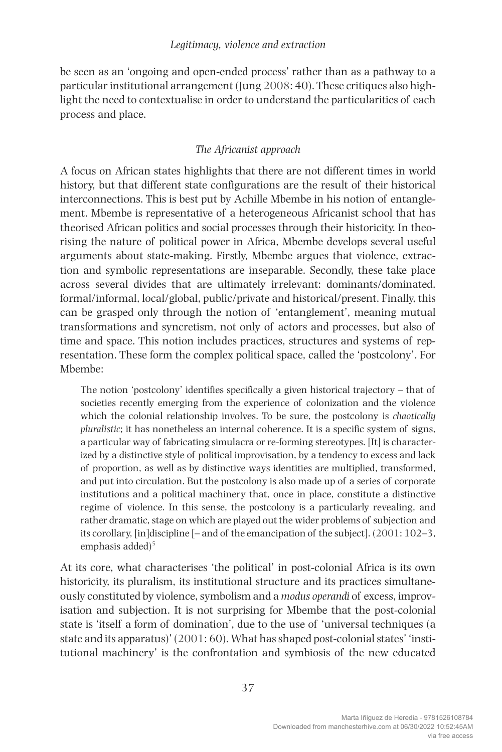be seen as an 'ongoing and open-ended process' rather than as a pathway to a particular institutional arrangement (Jung 2008: 40). These critiques also highlight the need to contextualise in order to understand the particularities of each process and place.

### *The Africanist approach*

A focus on African states highlights that there are not different times in world history, but that different state configurations are the result of their historical interconnections. This is best put by Achille Mbembe in his notion of entanglement. Mbembe is representative of a heterogeneous Africanist school that has theorised African politics and social processes through their historicity. In theorising the nature of political power in Africa, Mbembe develops several useful arguments about state-making. Firstly, Mbembe argues that violence, extraction and symbolic representations are inseparable. Secondly, these take place across several divides that are ultimately irrelevant: dominants/dominated, formal/informal, local/global, public/private and historical/present. Finally, this can be grasped only through the notion of 'entanglement', meaning mutual transformations and syncretism, not only of actors and processes, but also of time and space. This notion includes practices, structures and systems of representation. These form the complex political space, called the 'postcolony'. For Mbembe:

> The notion 'postcolony' identifies specifically a given historical trajectory – that of societies recently emerging from the experience of colonization and the violence which the colonial relationship involves. To be sure, the postcolony is *chaotically pluralistic*; it has nonetheless an internal coherence. It is a specific system of signs, a particular way of fabricating simulacra or re-forming stereotypes. [It] is characterized by a distinctive style of political improvisation, by a tendency to excess and lack of proportion, as well as by distinctive ways identities are multiplied, transformed, and put into circulation. But the postcolony is also made up of a series of corporate institutions and a political machinery that, once in place, constitute a distinctive regime of violence. In this sense, the postcolony is a particularly revealing, and rather dramatic, stage on which are played out the wider problems of subjection and its corollary, [in]discipline [– and of the emancipation of the subject]. (2001: 102–3, emphasis added)[5]

At its core, what characterises 'the political' in post-colonial Africa is its own historicity, its pluralism, its institutional structure and its practices simultaneously constituted by violence, symbolism and a *modus operandi* of excess, improvisation and subjection. It is not surprising for Mbembe that the post-colonial state is 'itself a form of domination', due to the use of 'universal techniques (a state and its apparatus)' (2001: 60). What has shaped post-colonial states' 'institutional machinery' is the confrontation and symbiosis of the new educated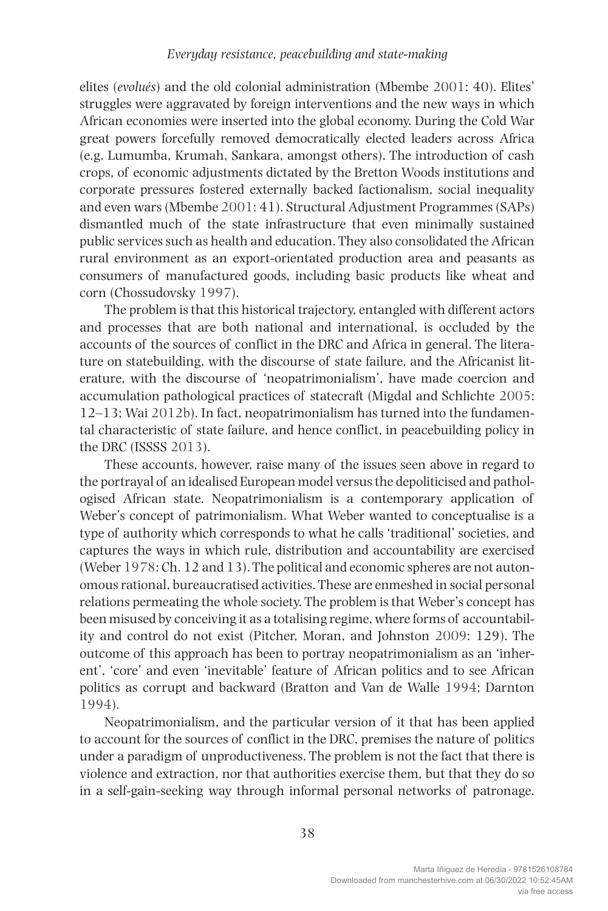elites (*evolués*) and the old colonial administration (Mbembe 2001: 40). Elites' struggles were aggravated by foreign interventions and the new ways in which African economies were inserted into the global economy. During the Cold War great powers forcefully removed democratically elected leaders across Africa (e.g. Lumumba, Krumah, Sankara, amongst others). The introduction of cash crops, of economic adjustments dictated by the Bretton Woods institutions and corporate pressures fostered externally backed factionalism, social inequality and even wars (Mbembe 2001: 41). Structural Adjustment Programmes (SAPs) dismantled much of the state infrastructure that even minimally sustained public services such as health and education. They also consolidated the African rural environment as an export-orientated production area and peasants as consumers of manufactured goods, including basic products like wheat and corn (Chossudovsky 1997).

The problem is that this historical trajectory, entangled with different actors and processes that are both national and international, is occluded by the accounts of the sources of conflict in the DRC and Africa in general. The literature on statebuilding, with the discourse of state failure, and the Africanist literature, with the discourse of 'neopatrimonialism', have made coercion and accumulation pathological practices of statecraft (Migdal and Schlichte 2005: 12–13; Wai 2012b). In fact, neopatrimonialism has turned into the fundamental characteristic of state failure, and hence conflict, in peacebuilding policy in the DRC (ISSSS 2013).

These accounts, however, raise many of the issues seen above in regard to the portrayal of an idealised European model versus the depoliticised and pathologised African state. Neopatrimonialism is a contemporary application of Weber's concept of patrimonialism. What Weber wanted to conceptualise is a type of authority which corresponds to what he calls 'traditional' societies, and captures the ways in which rule, distribution and accountability are exercised (Weber 1978: Ch. 12 and 13). The political and economic spheres are not autonomous rational, bureaucratised activities. These are enmeshed in social personal relations permeating the whole society. The problem is that Weber's concept has been misused by conceiving it as a totalising regime, where forms of accountability and control do not exist (Pitcher, Moran, and Johnston 2009: 129). The outcome of this approach has been to portray neopatrimonialism as an 'inherent', 'core' and even 'inevitable' feature of African politics and to see African politics as corrupt and backward (Bratton and Van de Walle 1994; Darnton 1994).

Neopatrimonialism, and the particular version of it that has been applied to account for the sources of conflict in the DRC, premises the nature of politics under a paradigm of unproductiveness. The problem is not the fact that there is violence and extraction, nor that authorities exercise them, but that they do so in a self-gain-seeking way through informal personal networks of patronage.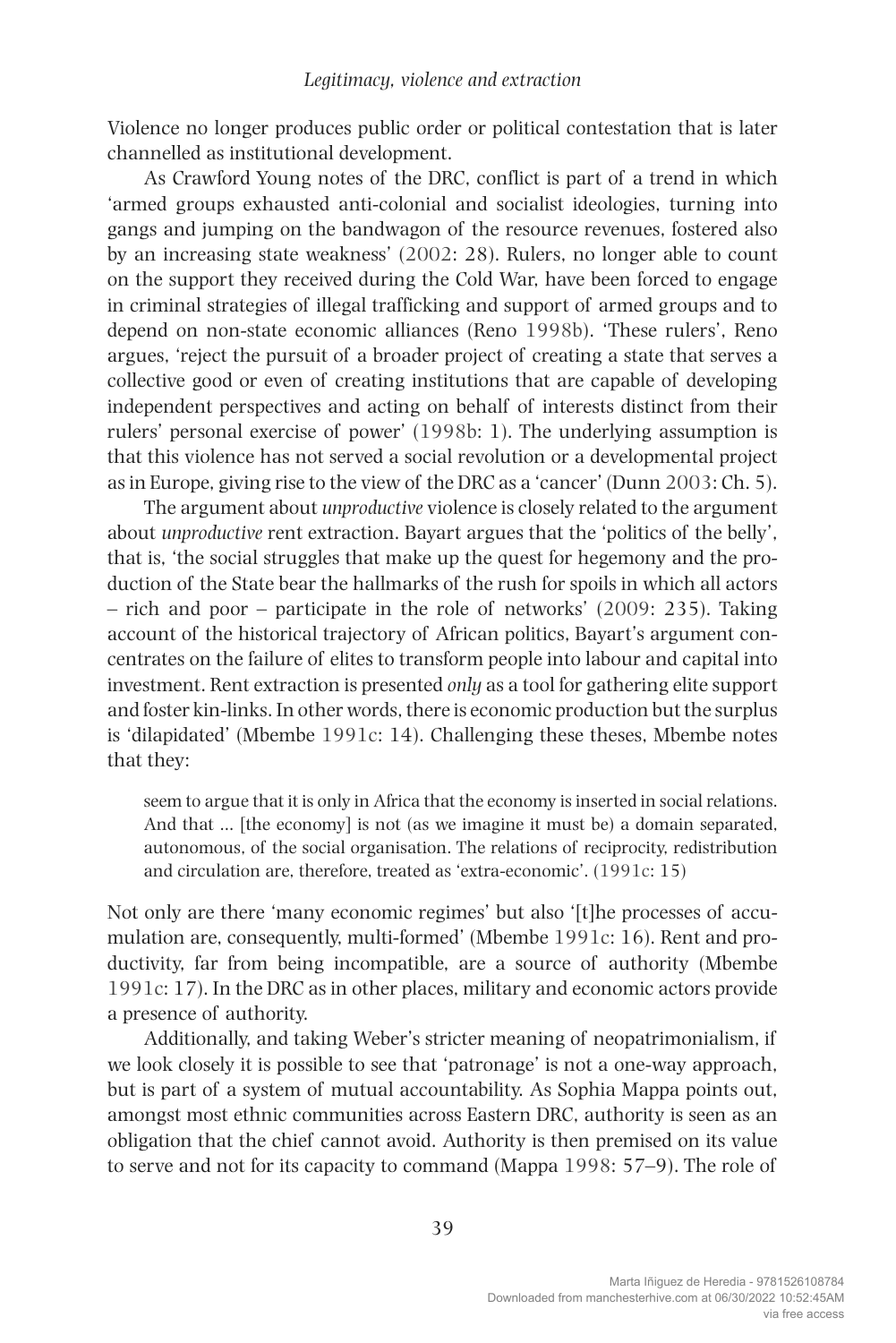Violence no longer produces public order or political contestation that is later channelled as institutional development.

As Crawford Young notes of the DRC, conflict is part of a trend in which 'armed groups exhausted anti-colonial and socialist ideologies, turning into gangs and jumping on the bandwagon of the resource revenues, fostered also by an increasing state weakness' (2002: 28). Rulers, no longer able to count on the support they received during the Cold War, have been forced to engage in criminal strategies of illegal trafficking and support of armed groups and to depend on non-state economic alliances (Reno 1998b). 'These rulers', Reno argues, 'reject the pursuit of a broader project of creating a state that serves a collective good or even of creating institutions that are capable of developing independent perspectives and acting on behalf of interests distinct from their rulers' personal exercise of power' (1998b: 1). The underlying assumption is that this violence has not served a social revolution or a developmental project as in Europe, giving rise to the view of the DRC as a 'cancer' (Dunn 2003: Ch. 5).

The argument about *unproductive* violence is closely related to the argument about *unproductive* rent extraction. Bayart argues that the 'politics of the belly', that is, 'the social struggles that make up the quest for hegemony and the production of the State bear the hallmarks of the rush for spoils in which all actors – rich and poor – participate in the role of networks' (2009: 235). Taking account of the historical trajectory of African politics, Bayart's argument concentrates on the failure of elites to transform people into labour and capital into investment. Rent extraction is presented *only* as a tool for gathering elite support and foster kin-links. In other words, there is economic production but the surplus is 'dilapidated' (Mbembe 1991c: 14). Challenging these theses, Mbembe notes that they:

> seem to argue that it is only in Africa that the economy is inserted in social relations. And that ... [the economy] is not (as we imagine it must be) a domain separated, autonomous, of the social organisation. The relations of reciprocity, redistribution and circulation are, therefore, treated as 'extra-economic'. (1991c: 15)

Not only are there 'many economic regimes' but also '[t]he processes of accumulation are, consequently, multi-formed' (Mbembe 1991c: 16). Rent and productivity, far from being incompatible, are a source of authority (Mbembe 1991c: 17). In the DRC as in other places, military and economic actors provide a presence of authority.

Additionally, and taking Weber's stricter meaning of neopatrimonialism, if we look closely it is possible to see that 'patronage' is not a one-way approach, but is part of a system of mutual accountability. As Sophia Mappa points out, amongst most ethnic communities across Eastern DRC, authority is seen as an obligation that the chief cannot avoid. Authority is then premised on its value to serve and not for its capacity to command (Mappa 1998: 57–9). The role of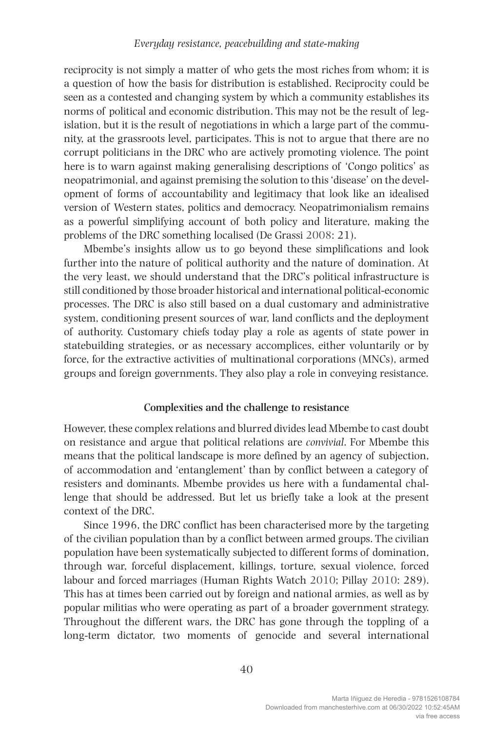reciprocity is not simply a matter of who gets the most riches from whom; it is a question of how the basis for distribution is established. Reciprocity could be seen as a contested and changing system by which a community establishes its norms of political and economic distribution. This may not be the result of legislation, but it is the result of negotiations in which a large part of the community, at the grassroots level, participates. This is not to argue that there are no corrupt politicians in the DRC who are actively promoting violence. The point here is to warn against making generalising descriptions of 'Congo politics' as neopatrimonial, and against premising the solution to this 'disease' on the development of forms of accountability and legitimacy that look like an idealised version of Western states, politics and democracy. Neopatrimonialism remains as a powerful simplifying account of both policy and literature, making the problems of the DRC something localised (De Grassi 2008: 21).

Mbembe's insights allow us to go beyond these simplifications and look further into the nature of political authority and the nature of domination. At the very least, we should understand that the DRC's political infrastructure is still conditioned by those broader historical and international political-economic processes. The DRC is also still based on a dual customary and administrative system, conditioning present sources of war, land conflicts and the deployment of authority. Customary chiefs today play a role as agents of state power in statebuilding strategies, or as necessary accomplices, either voluntarily or by force, for the extractive activities of multinational corporations (MNCs), armed groups and foreign governments. They also play a role in conveying resistance.

### Complexities and the challenge to resistance

However, these complex relations and blurred divides lead Mbembe to cast doubt on resistance and argue that political relations are *convivial*. For Mbembe this means that the political landscape is more defined by an agency of subjection, of accommodation and 'entanglement' than by conflict between a category of resisters and dominants. Mbembe provides us here with a fundamental challenge that should be addressed. But let us briefly take a look at the present context of the DRC.

Since 1996, the DRC conflict has been characterised more by the targeting of the civilian population than by a conflict between armed groups. The civilian population have been systematically subjected to different forms of domination, through war, forceful displacement, killings, torture, sexual violence, forced labour and forced marriages (Human Rights Watch 2010; Pillay 2010: 289). This has at times been carried out by foreign and national armies, as well as by popular militias who were operating as part of a broader government strategy. Throughout the different wars, the DRC has gone through the toppling of a long-term dictator, two moments of genocide and several international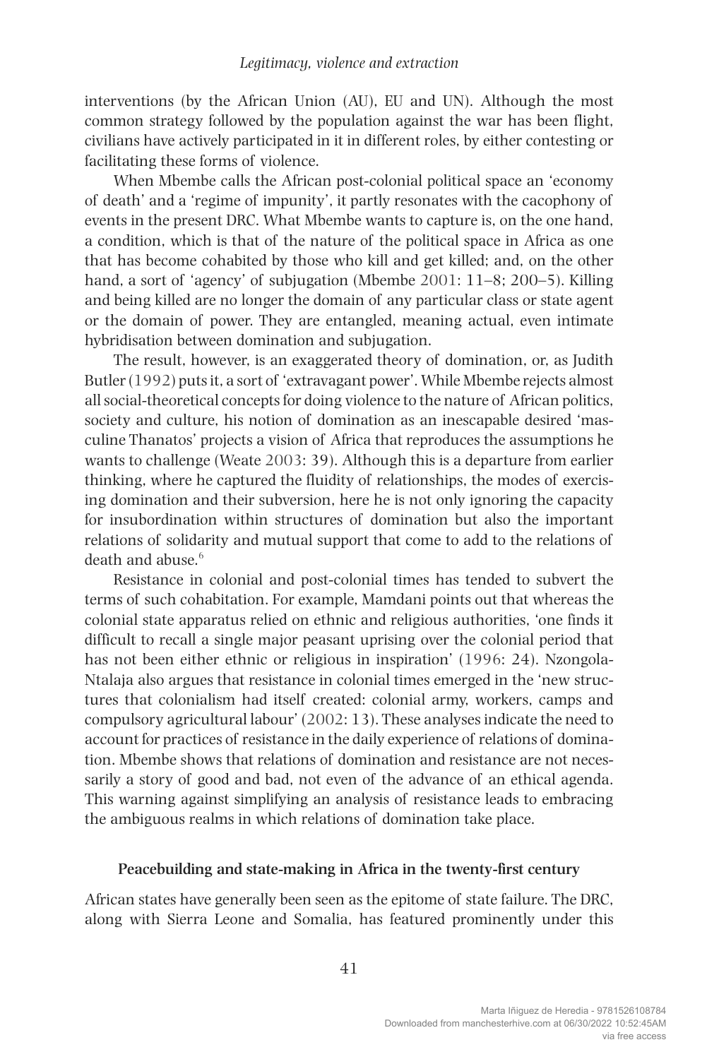interventions (by the African Union (AU), EU and UN). Although the most common strategy followed by the population against the war has been flight, civilians have actively participated in it in different roles, by either contesting or facilitating these forms of violence.

When Mbembe calls the African post-colonial political space an 'economy of death' and a 'regime of impunity', it partly resonates with the cacophony of events in the present DRC. What Mbembe wants to capture is, on the one hand, a condition, which is that of the nature of the political space in Africa as one that has become cohabited by those who kill and get killed; and, on the other hand, a sort of 'agency' of subjugation (Mbembe 2001: 11–8; 200–5). Killing and being killed are no longer the domain of any particular class or state agent or the domain of power. They are entangled, meaning actual, even intimate hybridisation between domination and subjugation.

The result, however, is an exaggerated theory of domination, or, as Judith Butler (1992) puts it, a sort of 'extravagant power'. While Mbembe rejects almost all social-theoretical concepts for doing violence to the nature of African politics, society and culture, his notion of domination as an inescapable desired 'masculine Thanatos' projects a vision of Africa that reproduces the assumptions he wants to challenge (Weate 2003: 39). Although this is a departure from earlier thinking, where he captured the fluidity of relationships, the modes of exercising domination and their subversion, here he is not only ignoring the capacity for insubordination within structures of domination but also the important relations of solidarity and mutual support that come to add to the relations of death and abuse.[6]

Resistance in colonial and post-colonial times has tended to subvert the terms of such cohabitation. For example, Mamdani points out that whereas the colonial state apparatus relied on ethnic and religious authorities, 'one finds it difficult to recall a single major peasant uprising over the colonial period that has not been either ethnic or religious in inspiration' (1996: 24). Nzongola-Ntalaja also argues that resistance in colonial times emerged in the 'new structures that colonialism had itself created: colonial army, workers, camps and compulsory agricultural labour' (2002: 13). These analyses indicate the need to account for practices of resistance in the daily experience of relations of domination. Mbembe shows that relations of domination and resistance are not necessarily a story of good and bad, not even of the advance of an ethical agenda. This warning against simplifying an analysis of resistance leads to embracing the ambiguous realms in which relations of domination take place.

## Peacebuilding and state-making in Africa in the twenty-first century

African states have generally been seen as the epitome of state failure. The DRC, along with Sierra Leone and Somalia, has featured prominently under this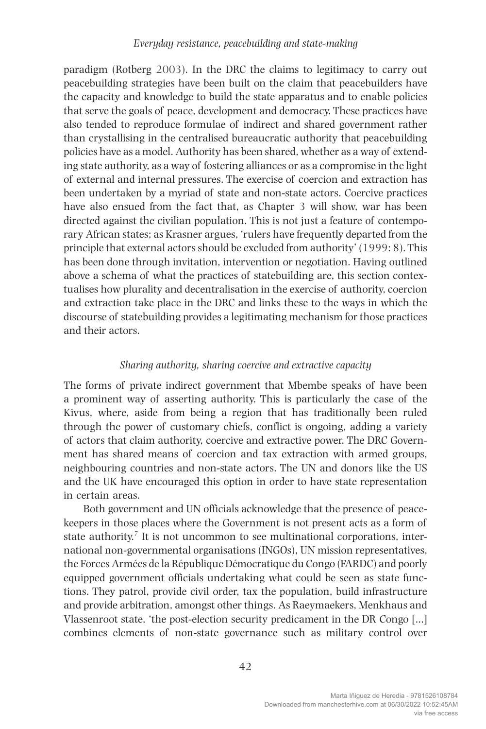paradigm (Rotberg 2003). In the DRC the claims to legitimacy to carry out peacebuilding strategies have been built on the claim that peacebuilders have the capacity and knowledge to build the state apparatus and to enable policies that serve the goals of peace, development and democracy. These practices have also tended to reproduce formulae of indirect and shared government rather than crystallising in the centralised bureaucratic authority that peacebuilding policies have as a model. Authority has been shared, whether as a way of extending state authority, as a way of fostering alliances or as a compromise in the light of external and internal pressures. The exercise of coercion and extraction has been undertaken by a myriad of state and non-state actors. Coercive practices have also ensued from the fact that, as Chapter 3 will show, war has been directed against the civilian population. This is not just a feature of contemporary African states; as Krasner argues, 'rulers have frequently departed from the principle that external actors should be excluded from authority' (1999: 8). This has been done through invitation, intervention or negotiation. Having outlined above a schema of what the practices of statebuilding are, this section contextualises how plurality and decentralisation in the exercise of authority, coercion and extraction take place in the DRC and links these to the ways in which the discourse of statebuilding provides a legitimating mechanism for those practices and their actors.

### *Sharing authority, sharing coercive and extractive capacity*

The forms of private indirect government that Mbembe speaks of have been a prominent way of asserting authority. This is particularly the case of the Kivus, where, aside from being a region that has traditionally been ruled through the power of customary chiefs, conflict is ongoing, adding a variety of actors that claim authority, coercive and extractive power. The DRC Government has shared means of coercion and tax extraction with armed groups, neighbouring countries and non-state actors. The UN and donors like the US and the UK have encouraged this option in order to have state representation in certain areas.

Both government and UN officials acknowledge that the presence of peacekeepers in those places where the Government is not present acts as a form of state authority.[7] It is not uncommon to see multinational corporations, international non-governmental organisations (INGOs), UN mission representatives, the Forces Armées de la République Démocratique du Congo (FARDC) and poorly equipped government officials undertaking what could be seen as state functions. They patrol, provide civil order, tax the population, build infrastructure and provide arbitration, amongst other things. As Raeymaekers, Menkhaus and Vlassenroot state, 'the post-election security predicament in the DR Congo [...] combines elements of non-state governance such as military control over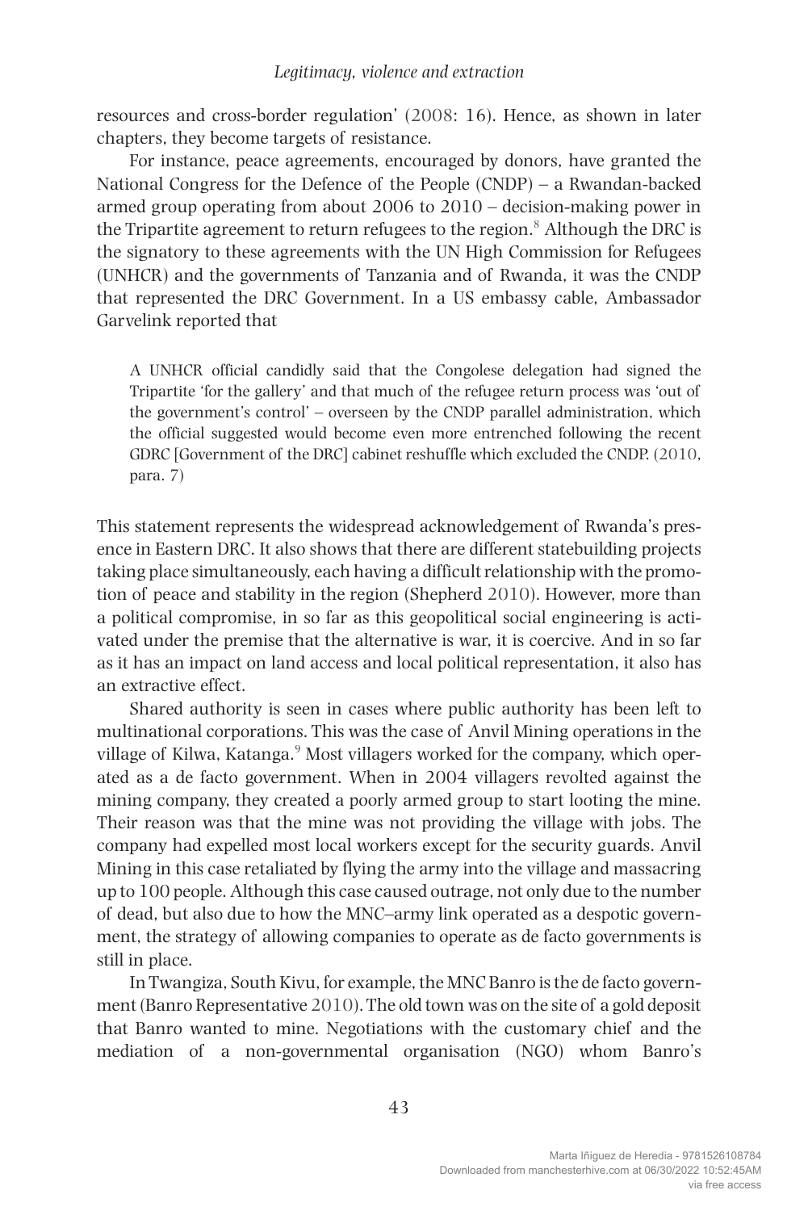resources and cross-border regulation' (2008: 16). Hence, as shown in later chapters, they become targets of resistance.

For instance, peace agreements, encouraged by donors, have granted the National Congress for the Defence of the People (CNDP) – a Rwandan-backed armed group operating from about 2006 to 2010 – decision-making power in the Tripartite agreement to return refugees to the region.[8] Although the DRC is the signatory to these agreements with the UN High Commission for Refugees (UNHCR) and the governments of Tanzania and of Rwanda, it was the CNDP that represented the DRC Government. In a US embassy cable, Ambassador Garvelink reported that

> A UNHCR official candidly said that the Congolese delegation had signed the Tripartite 'for the gallery' and that much of the refugee return process was 'out of the government's control' – overseen by the CNDP parallel administration, which the official suggested would become even more entrenched following the recent GDRC [Government of the DRC] cabinet reshuffle which excluded the CNDP. (2010, para. 7)

This statement represents the widespread acknowledgement of Rwanda's presence in Eastern DRC. It also shows that there are different statebuilding projects taking place simultaneously, each having a difficult relationship with the promotion of peace and stability in the region (Shepherd 2010). However, more than a political compromise, in so far as this geopolitical social engineering is activated under the premise that the alternative is war, it is coercive. And in so far as it has an impact on land access and local political representation, it also has an extractive effect.

Shared authority is seen in cases where public authority has been left to multinational corporations. This was the case of Anvil Mining operations in the village of Kilwa, Katanga.[9] Most villagers worked for the company, which operated as a de facto government. When in 2004 villagers revolted against the mining company, they created a poorly armed group to start looting the mine. Their reason was that the mine was not providing the village with jobs. The company had expelled most local workers except for the security guards. Anvil Mining in this case retaliated by flying the army into the village and massacring up to 100 people. Although this case caused outrage, not only due to the number of dead, but also due to how the MNC–army link operated as a despotic government, the strategy of allowing companies to operate as de facto governments is still in place.

In Twangiza, South Kivu, for example, the MNC Banro is the de facto government (Banro Representative 2010). The old town was on the site of a gold deposit that Banro wanted to mine. Negotiations with the customary chief and the mediation of a non-governmental organisation (NGO) whom Banro's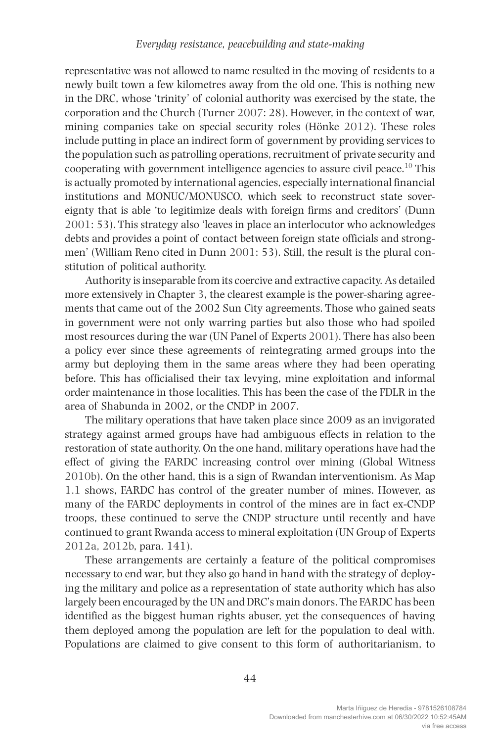representative was not allowed to name resulted in the moving of residents to a newly built town a few kilometres away from the old one. This is nothing new in the DRC, whose 'trinity' of colonial authority was exercised by the state, the corporation and the Church (Turner 2007: 28). However, in the context of war, mining companies take on special security roles (Hönke 2012). These roles include putting in place an indirect form of government by providing services to the population such as patrolling operations, recruitment of private security and cooperating with government intelligence agencies to assure civil peace.[10] This is actually promoted by international agencies, especially international financial institutions and MONUC/MONUSCO, which seek to reconstruct state sovereignty that is able 'to legitimize deals with foreign firms and creditors' (Dunn 2001: 53). This strategy also 'leaves in place an interlocutor who acknowledges debts and provides a point of contact between foreign state officials and strongmen' (William Reno cited in Dunn 2001: 53). Still, the result is the plural constitution of political authority.

Authority is inseparable from its coercive and extractive capacity. As detailed more extensively in Chapter 3, the clearest example is the power-sharing agreements that came out of the 2002 Sun City agreements. Those who gained seats in government were not only warring parties but also those who had spoiled most resources during the war (UN Panel of Experts 2001). There has also been a policy ever since these agreements of reintegrating armed groups into the army but deploying them in the same areas where they had been operating before. This has officialised their tax levying, mine exploitation and informal order maintenance in those localities. This has been the case of the FDLR in the area of Shabunda in 2002, or the CNDP in 2007.

The military operations that have taken place since 2009 as an invigorated strategy against armed groups have had ambiguous effects in relation to the restoration of state authority. On the one hand, military operations have had the effect of giving the FARDC increasing control over mining (Global Witness 2010b). On the other hand, this is a sign of Rwandan interventionism. As Map 1.1 shows, FARDC has control of the greater number of mines. However, as many of the FARDC deployments in control of the mines are in fact ex-CNDP troops, these continued to serve the CNDP structure until recently and have continued to grant Rwanda access to mineral exploitation (UN Group of Experts 2012a, 2012b, para. 141).

These arrangements are certainly a feature of the political compromises necessary to end war, but they also go hand in hand with the strategy of deploying the military and police as a representation of state authority which has also largely been encouraged by the UN and DRC's main donors. The FARDC has been identified as the biggest human rights abuser, yet the consequences of having them deployed among the population are left for the population to deal with. Populations are claimed to give consent to this form of authoritarianism, to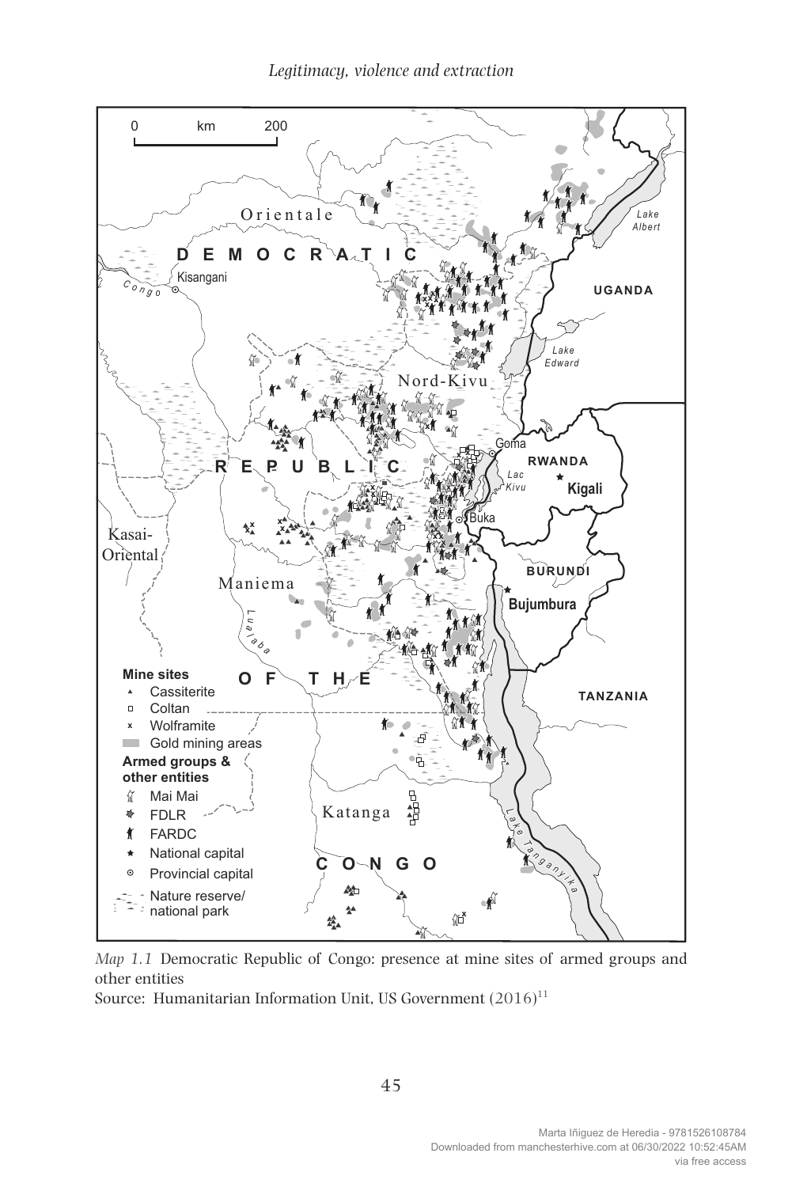*Map 1.1* Democratic Republic of Congo: presence at mine sites of armed groups and other entities

Source: Humanitarian Information Unit, US Government (2016)[11]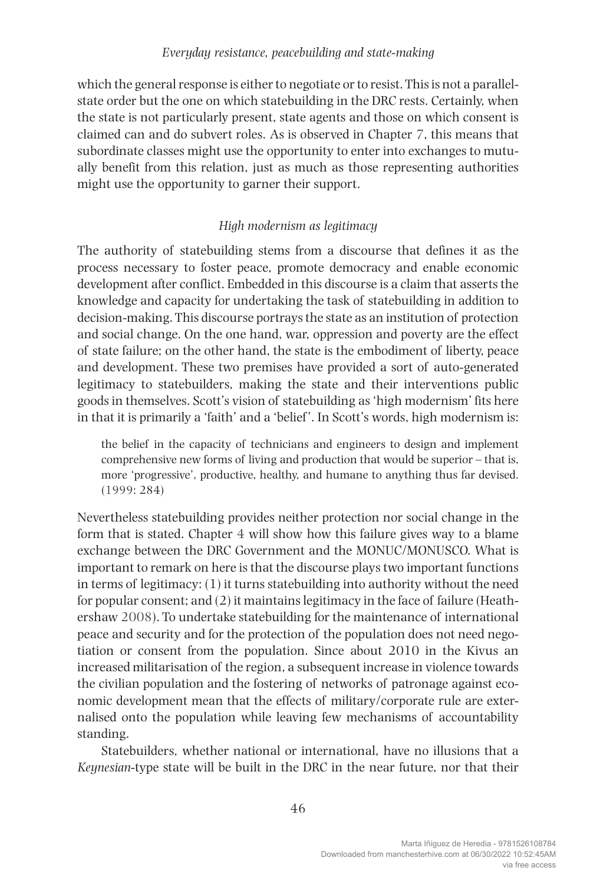which the general response is either to negotiate or to resist. This is not a parallel-state order but the one on which statebuilding in the DRC rests. Certainly, when the state is not particularly present, state agents and those on which consent is claimed can and do subvert roles. As is observed in Chapter 7, this means that subordinate classes might use the opportunity to enter into exchanges to mutually benefit from this relation, just as much as those representing authorities might use the opportunity to garner their support.

### *High modernism as legitimacy*

The authority of statebuilding stems from a discourse that defines it as the process necessary to foster peace, promote democracy and enable economic development after conflict. Embedded in this discourse is a claim that asserts the knowledge and capacity for undertaking the task of statebuilding in addition to decision-making. This discourse portrays the state as an institution of protection and social change. On the one hand, war, oppression and poverty are the effect of state failure; on the other hand, the state is the embodiment of liberty, peace and development. These two premises have provided a sort of auto-generated legitimacy to statebuilders, making the state and their interventions public goods in themselves. Scott's vision of statebuilding as 'high modernism' fits here in that it is primarily a 'faith' and a 'belief'. In Scott's words, high modernism is:

> the belief in the capacity of technicians and engineers to design and implement comprehensive new forms of living and production that would be superior – that is, more 'progressive', productive, healthy, and humane to anything thus far devised. (1999: 284)

Nevertheless statebuilding provides neither protection nor social change in the form that is stated. Chapter 4 will show how this failure gives way to a blame exchange between the DRC Government and the MONUC/MONUSCO. What is important to remark on here is that the discourse plays two important functions in terms of legitimacy: (1) it turns statebuilding into authority without the need for popular consent; and (2) it maintains legitimacy in the face of failure (Heathershaw 2008). To undertake statebuilding for the maintenance of international peace and security and for the protection of the population does not need negotiation or consent from the population. Since about 2010 in the Kivus an increased militarisation of the region, a subsequent increase in violence towards the civilian population and the fostering of networks of patronage against economic development mean that the effects of military/corporate rule are externalised onto the population while leaving few mechanisms of accountability standing.

Statebuilders, whether national or international, have no illusions that a *Keynesian*-type state will be built in the DRC in the near future, nor that their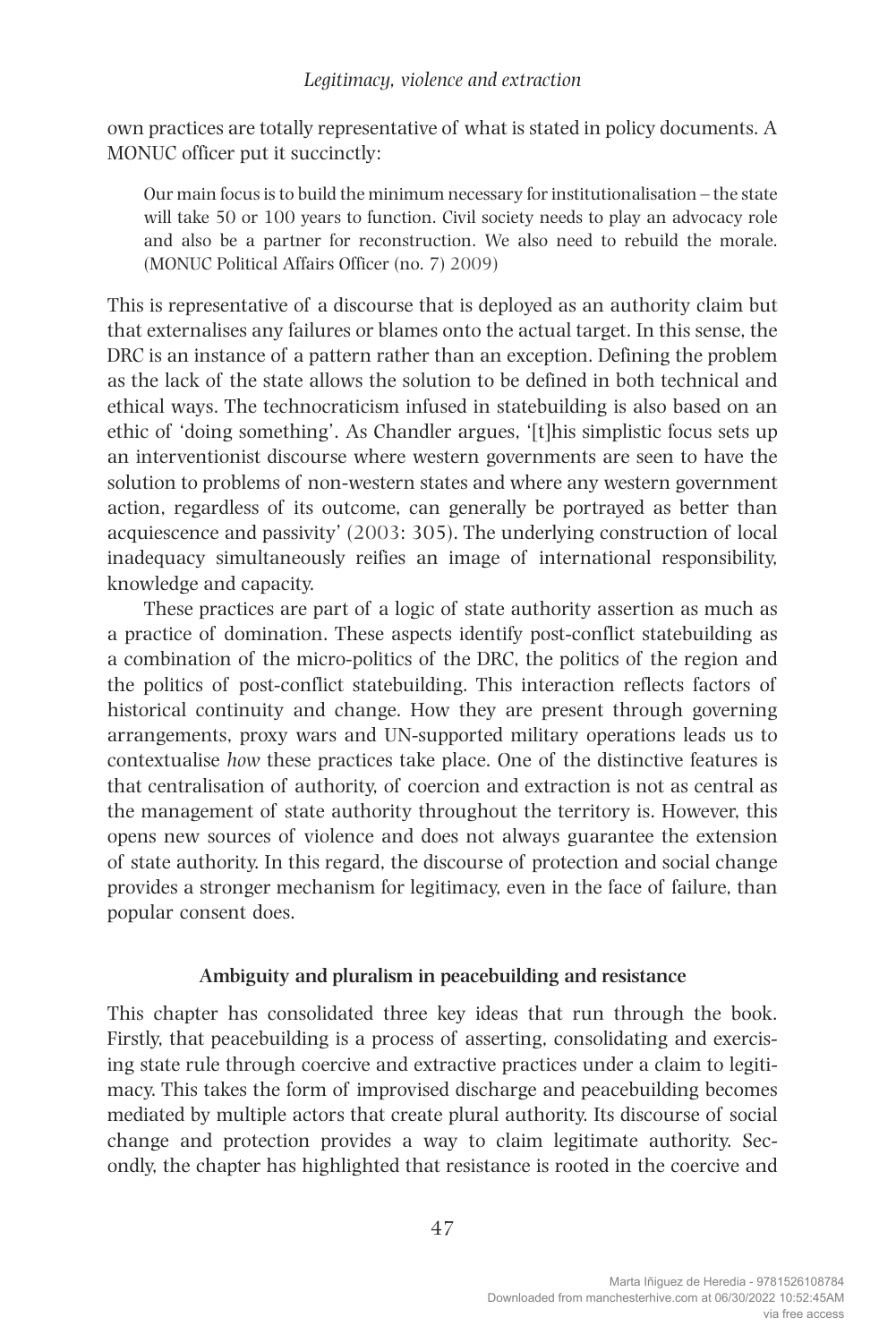own practices are totally representative of what is stated in policy documents. A MONUC officer put it succinctly:

> Our main focus is to build the minimum necessary for institutionalisation – the state will take 50 or 100 years to function. Civil society needs to play an advocacy role and also be a partner for reconstruction. We also need to rebuild the morale. (MONUC Political Affairs Officer (no. 7) 2009)

This is representative of a discourse that is deployed as an authority claim but that externalises any failures or blames onto the actual target. In this sense, the DRC is an instance of a pattern rather than an exception. Defining the problem as the lack of the state allows the solution to be defined in both technical and ethical ways. The technocraticism infused in statebuilding is also based on an ethic of 'doing something'. As Chandler argues, '[t]his simplistic focus sets up an interventionist discourse where western governments are seen to have the solution to problems of non-western states and where any western government action, regardless of its outcome, can generally be portrayed as better than acquiescence and passivity' (2003: 305). The underlying construction of local inadequacy simultaneously reifies an image of international responsibility, knowledge and capacity.

These practices are part of a logic of state authority assertion as much as a practice of domination. These aspects identify post-conflict statebuilding as a combination of the micro-politics of the DRC, the politics of the region and the politics of post-conflict statebuilding. This interaction reflects factors of historical continuity and change. How they are present through governing arrangements, proxy wars and UN-supported military operations leads us to contextualise *how* these practices take place. One of the distinctive features is that centralisation of authority, of coercion and extraction is not as central as the management of state authority throughout the territory is. However, this opens new sources of violence and does not always guarantee the extension of state authority. In this regard, the discourse of protection and social change provides a stronger mechanism for legitimacy, even in the face of failure, than popular consent does.

## Ambiguity and pluralism in peacebuilding and resistance

This chapter has consolidated three key ideas that run through the book. Firstly, that peacebuilding is a process of asserting, consolidating and exercising state rule through coercive and extractive practices under a claim to legitimacy. This takes the form of improvised discharge and peacebuilding becomes mediated by multiple actors that create plural authority. Its discourse of social change and protection provides a way to claim legitimate authority. Secondly, the chapter has highlighted that resistance is rooted in the coercive and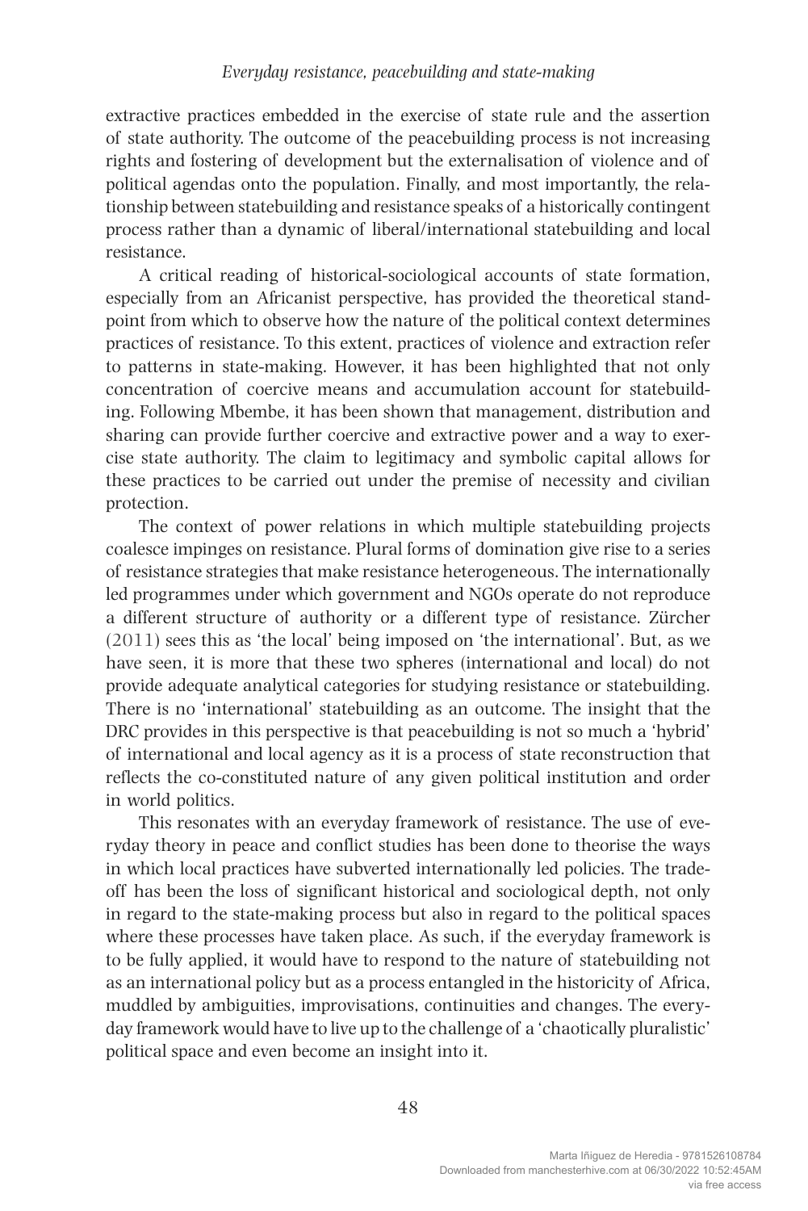extractive practices embedded in the exercise of state rule and the assertion of state authority. The outcome of the peacebuilding process is not increasing rights and fostering of development but the externalisation of violence and of political agendas onto the population. Finally, and most importantly, the relationship between statebuilding and resistance speaks of a historically contingent process rather than a dynamic of liberal/international statebuilding and local resistance.

A critical reading of historical-sociological accounts of state formation, especially from an Africanist perspective, has provided the theoretical standpoint from which to observe how the nature of the political context determines practices of resistance. To this extent, practices of violence and extraction refer to patterns in state-making. However, it has been highlighted that not only concentration of coercive means and accumulation account for statebuilding. Following Mbembe, it has been shown that management, distribution and sharing can provide further coercive and extractive power and a way to exercise state authority. The claim to legitimacy and symbolic capital allows for these practices to be carried out under the premise of necessity and civilian protection.

The context of power relations in which multiple statebuilding projects coalesce impinges on resistance. Plural forms of domination give rise to a series of resistance strategies that make resistance heterogeneous. The internationally led programmes under which government and NGOs operate do not reproduce a different structure of authority or a different type of resistance. Zürcher (2011) sees this as 'the local' being imposed on 'the international'. But, as we have seen, it is more that these two spheres (international and local) do not provide adequate analytical categories for studying resistance or statebuilding. There is no 'international' statebuilding as an outcome. The insight that the DRC provides in this perspective is that peacebuilding is not so much a 'hybrid' of international and local agency as it is a process of state reconstruction that reflects the co-constituted nature of any given political institution and order in world politics.

This resonates with an everyday framework of resistance. The use of everyday theory in peace and conflict studies has been done to theorise the ways in which local practices have subverted internationally led policies. The trade-off has been the loss of significant historical and sociological depth, not only in regard to the state-making process but also in regard to the political spaces where these processes have taken place. As such, if the everyday framework is to be fully applied, it would have to respond to the nature of statebuilding not as an international policy but as a process entangled in the historicity of Africa, muddled by ambiguities, improvisations, continuities and changes. The everyday framework would have to live up to the challenge of a 'chaotically pluralistic' political space and even become an insight into it.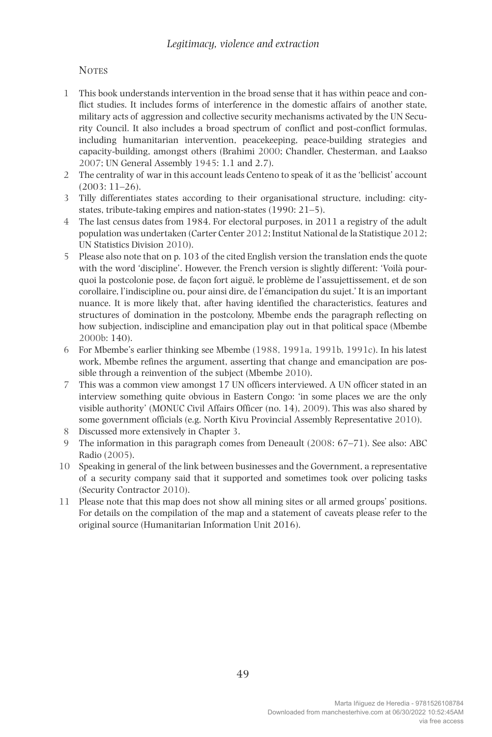## Notes

1. This book understands intervention in the broad sense that it has within peace and conflict studies. It includes forms of interference in the domestic affairs of another state, military acts of aggression and collective security mechanisms activated by the UN Security Council. It also includes a broad spectrum of conflict and post-conflict formulas, including humanitarian intervention, peacekeeping, peace-building strategies and capacity-building, amongst others (Brahimi 2000; Chandler, Chesterman, and Laakso 2007; UN General Assembly 1945: 1.1 and 2.7).
2. The centrality of war in this account leads Centeno to speak of it as the 'bellicist' account (2003: 11–26).
3. Tilly differentiates states according to their organisational structure, including: city-states, tribute-taking empires and nation-states (1990: 21–5).
4. The last census dates from 1984. For electoral purposes, in 2011 a registry of the adult population was undertaken (Carter Center 2012; Institut National de la Statistique 2012; UN Statistics Division 2010).
5. Please also note that on p. 103 of the cited English version the translation ends the quote with the word 'discipline'. However, the French version is slightly different: 'Voilà pourquoi la postcolonie pose, de façon fort aiguë, le problème de l'assujettissement, et de son corollaire, l'indiscipline ou, pour ainsi dire, de l'émancipation du sujet.' It is an important nuance. It is more likely that, after having identified the characteristics, features and structures of domination in the postcolony, Mbembe ends the paragraph reflecting on how subjection, indiscipline and emancipation play out in that political space (Mbembe 2000b: 140).
6. For Mbembe's earlier thinking see Mbembe (1988, 1991a, 1991b, 1991c). In his latest work, Mbembe refines the argument, asserting that change and emancipation are possible through a reinvention of the subject (Mbembe 2010).
7. This was a common view amongst 17 UN officers interviewed. A UN officer stated in an interview something quite obvious in Eastern Congo: 'in some places we are the only visible authority' (MONUC Civil Affairs Officer (no. 14), 2009). This was also shared by some government officials (e.g. North Kivu Provincial Assembly Representative 2010).
8. Discussed more extensively in Chapter 3.
9. The information in this paragraph comes from Deneault (2008: 67–71). See also: ABC Radio (2005).
10. Speaking in general of the link between businesses and the Government, a representative of a security company said that it supported and sometimes took over policing tasks (Security Contractor 2010).
11. Please note that this map does not show all mining sites or all armed groups' positions. For details on the compilation of the map and a statement of caveats please refer to the original source (Humanitarian Information Unit 2016).